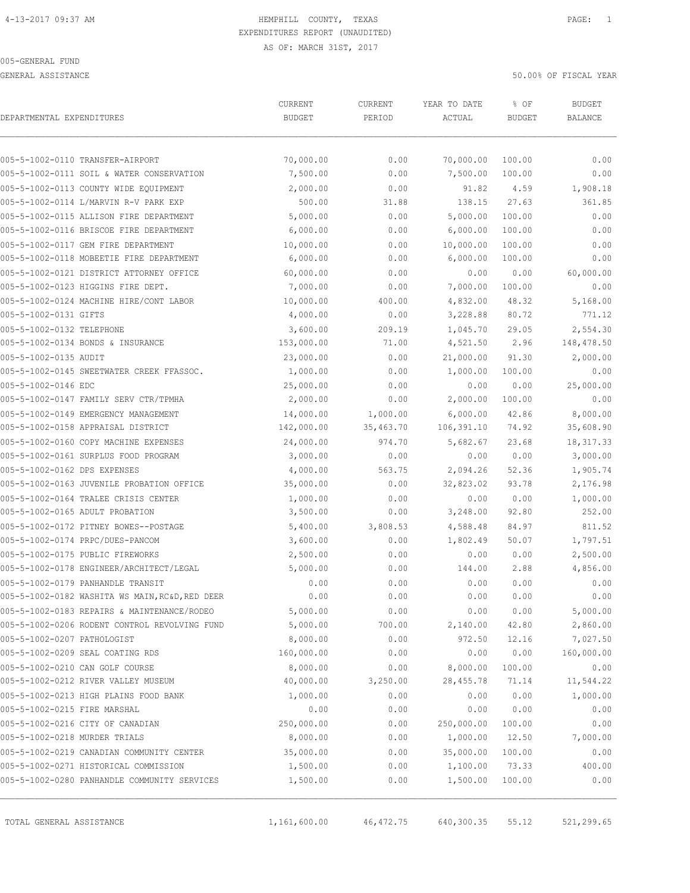HEMPHILL COUNTY, TEXAS
EXPENDITURES REPORT (UNAUDITED)
AS OF: MARCH 31ST, 2017

005-GENERAL FUND
GENERAL ASSISTANCE

50.00% OF FISCAL YEAR

| DEPARTMENTAL EXPENDITURES | CURRENT BUDGET | CURRENT PERIOD | YEAR TO DATE ACTUAL | % OF BUDGET | BUDGET BALANCE |
|---|---|---|---|---|---|
| 005-5-1002-0110 TRANSFER-AIRPORT | 70,000.00 | 0.00 | 70,000.00 | 100.00 | 0.00 |
| 005-5-1002-0111 SOIL & WATER CONSERVATION | 7,500.00 | 0.00 | 7,500.00 | 100.00 | 0.00 |
| 005-5-1002-0113 COUNTY WIDE EQUIPMENT | 2,000.00 | 0.00 | 91.82 | 4.59 | 1,908.18 |
| 005-5-1002-0114 L/MARVIN R-V PARK EXP | 500.00 | 31.88 | 138.15 | 27.63 | 361.85 |
| 005-5-1002-0115 ALLISON FIRE DEPARTMENT | 5,000.00 | 0.00 | 5,000.00 | 100.00 | 0.00 |
| 005-5-1002-0116 BRISCOE FIRE DEPARTMENT | 6,000.00 | 0.00 | 6,000.00 | 100.00 | 0.00 |
| 005-5-1002-0117 GEM FIRE DEPARTMENT | 10,000.00 | 0.00 | 10,000.00 | 100.00 | 0.00 |
| 005-5-1002-0118 MOBEETIE FIRE DEPARTMENT | 6,000.00 | 0.00 | 6,000.00 | 100.00 | 0.00 |
| 005-5-1002-0121 DISTRICT ATTORNEY OFFICE | 60,000.00 | 0.00 | 0.00 | 0.00 | 60,000.00 |
| 005-5-1002-0123 HIGGINS FIRE DEPT. | 7,000.00 | 0.00 | 7,000.00 | 100.00 | 0.00 |
| 005-5-1002-0124 MACHINE HIRE/CONT LABOR | 10,000.00 | 400.00 | 4,832.00 | 48.32 | 5,168.00 |
| 005-5-1002-0131 GIFTS | 4,000.00 | 0.00 | 3,228.88 | 80.72 | 771.12 |
| 005-5-1002-0132 TELEPHONE | 3,600.00 | 209.19 | 1,045.70 | 29.05 | 2,554.30 |
| 005-5-1002-0134 BONDS & INSURANCE | 153,000.00 | 71.00 | 4,521.50 | 2.96 | 148,478.50 |
| 005-5-1002-0135 AUDIT | 23,000.00 | 0.00 | 21,000.00 | 91.30 | 2,000.00 |
| 005-5-1002-0145 SWEETWATER CREEK FFASSOC. | 1,000.00 | 0.00 | 1,000.00 | 100.00 | 0.00 |
| 005-5-1002-0146 EDC | 25,000.00 | 0.00 | 0.00 | 0.00 | 25,000.00 |
| 005-5-1002-0147 FAMILY SERV CTR/TPMHA | 2,000.00 | 0.00 | 2,000.00 | 100.00 | 0.00 |
| 005-5-1002-0149 EMERGENCY MANAGEMENT | 14,000.00 | 1,000.00 | 6,000.00 | 42.86 | 8,000.00 |
| 005-5-1002-0158 APPRAISAL DISTRICT | 142,000.00 | 35,463.70 | 106,391.10 | 74.92 | 35,608.90 |
| 005-5-1002-0160 COPY MACHINE EXPENSES | 24,000.00 | 974.70 | 5,682.67 | 23.68 | 18,317.33 |
| 005-5-1002-0161 SURPLUS FOOD PROGRAM | 3,000.00 | 0.00 | 0.00 | 0.00 | 3,000.00 |
| 005-5-1002-0162 DPS EXPENSES | 4,000.00 | 563.75 | 2,094.26 | 52.36 | 1,905.74 |
| 005-5-1002-0163 JUVENILE PROBATION OFFICE | 35,000.00 | 0.00 | 32,823.02 | 93.78 | 2,176.98 |
| 005-5-1002-0164 TRALEE CRISIS CENTER | 1,000.00 | 0.00 | 0.00 | 0.00 | 1,000.00 |
| 005-5-1002-0165 ADULT PROBATION | 3,500.00 | 0.00 | 3,248.00 | 92.80 | 252.00 |
| 005-5-1002-0172 PITNEY BOWES--POSTAGE | 5,400.00 | 3,808.53 | 4,588.48 | 84.97 | 811.52 |
| 005-5-1002-0174 PRPC/DUES-PANCOM | 3,600.00 | 0.00 | 1,802.49 | 50.07 | 1,797.51 |
| 005-5-1002-0175 PUBLIC FIREWORKS | 2,500.00 | 0.00 | 0.00 | 0.00 | 2,500.00 |
| 005-5-1002-0178 ENGINEER/ARCHITECT/LEGAL | 5,000.00 | 0.00 | 144.00 | 2.88 | 4,856.00 |
| 005-5-1002-0179 PANHANDLE TRANSIT | 0.00 | 0.00 | 0.00 | 0.00 | 0.00 |
| 005-5-1002-0182 WASHITA WS MAIN,RC&D,RED DEER | 0.00 | 0.00 | 0.00 | 0.00 | 0.00 |
| 005-5-1002-0183 REPAIRS & MAINTENANCE/RODEO | 5,000.00 | 0.00 | 0.00 | 0.00 | 5,000.00 |
| 005-5-1002-0206 RODENT CONTROL REVOLVING FUND | 5,000.00 | 700.00 | 2,140.00 | 42.80 | 2,860.00 |
| 005-5-1002-0207 PATHOLOGIST | 8,000.00 | 0.00 | 972.50 | 12.16 | 7,027.50 |
| 005-5-1002-0209 SEAL COATING RDS | 160,000.00 | 0.00 | 0.00 | 0.00 | 160,000.00 |
| 005-5-1002-0210 CAN GOLF COURSE | 8,000.00 | 0.00 | 8,000.00 | 100.00 | 0.00 |
| 005-5-1002-0212 RIVER VALLEY MUSEUM | 40,000.00 | 3,250.00 | 28,455.78 | 71.14 | 11,544.22 |
| 005-5-1002-0213 HIGH PLAINS FOOD BANK | 1,000.00 | 0.00 | 0.00 | 0.00 | 1,000.00 |
| 005-5-1002-0215 FIRE MARSHAL | 0.00 | 0.00 | 0.00 | 0.00 | 0.00 |
| 005-5-1002-0216 CITY OF CANADIAN | 250,000.00 | 0.00 | 250,000.00 | 100.00 | 0.00 |
| 005-5-1002-0218 MURDER TRIALS | 8,000.00 | 0.00 | 1,000.00 | 12.50 | 7,000.00 |
| 005-5-1002-0219 CANADIAN COMMUNITY CENTER | 35,000.00 | 0.00 | 35,000.00 | 100.00 | 0.00 |
| 005-5-1002-0271 HISTORICAL COMMISSION | 1,500.00 | 0.00 | 1,100.00 | 73.33 | 400.00 |
| 005-5-1002-0280 PANHANDLE COMMUNITY SERVICES | 1,500.00 | 0.00 | 1,500.00 | 100.00 | 0.00 |
| TOTAL GENERAL ASSISTANCE | 1,161,600.00 | 46,472.75 | 640,300.35 | 55.12 | 521,299.65 |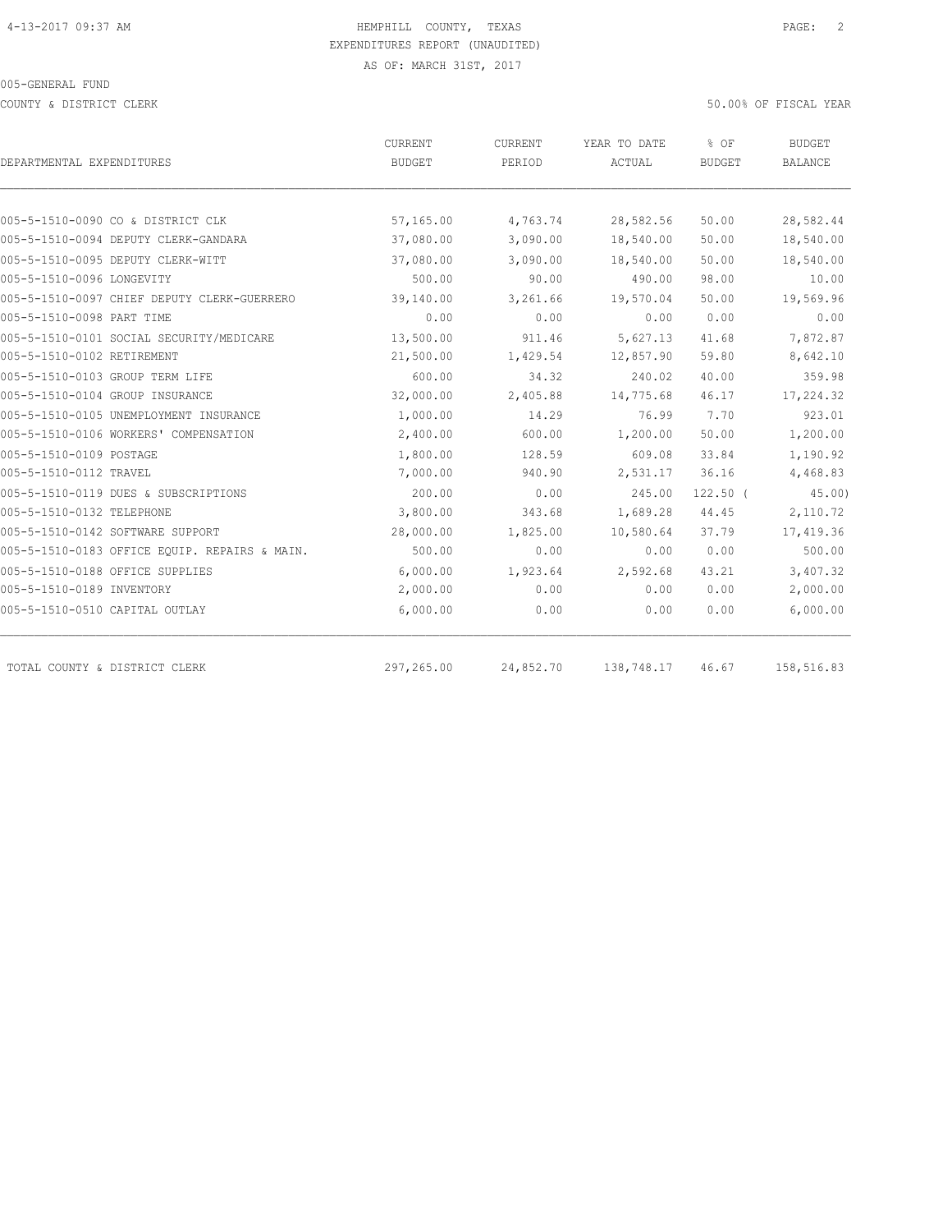HEMPHILL COUNTY, TEXAS
EXPENDITURES REPORT (UNAUDITED)
AS OF: MARCH 31ST, 2017

005-GENERAL FUND

COUNTY & DISTRICT CLERK

50.00% OF FISCAL YEAR

| DEPARTMENTAL EXPENDITURES | CURRENT BUDGET | CURRENT PERIOD | YEAR TO DATE ACTUAL | % OF BUDGET | BUDGET BALANCE |
|---|---|---|---|---|---|
| 005-5-1510-0090 CO & DISTRICT CLK | 57,165.00 | 4,763.74 | 28,582.56 | 50.00 | 28,582.44 |
| 005-5-1510-0094 DEPUTY CLERK-GANDARA | 37,080.00 | 3,090.00 | 18,540.00 | 50.00 | 18,540.00 |
| 005-5-1510-0095 DEPUTY CLERK-WITT | 37,080.00 | 3,090.00 | 18,540.00 | 50.00 | 18,540.00 |
| 005-5-1510-0096 LONGEVITY | 500.00 | 90.00 | 490.00 | 98.00 | 10.00 |
| 005-5-1510-0097 CHIEF DEPUTY CLERK-GUERRERO | 39,140.00 | 3,261.66 | 19,570.04 | 50.00 | 19,569.96 |
| 005-5-1510-0098 PART TIME | 0.00 | 0.00 | 0.00 | 0.00 | 0.00 |
| 005-5-1510-0101 SOCIAL SECURITY/MEDICARE | 13,500.00 | 911.46 | 5,627.13 | 41.68 | 7,872.87 |
| 005-5-1510-0102 RETIREMENT | 21,500.00 | 1,429.54 | 12,857.90 | 59.80 | 8,642.10 |
| 005-5-1510-0103 GROUP TERM LIFE | 600.00 | 34.32 | 240.02 | 40.00 | 359.98 |
| 005-5-1510-0104 GROUP INSURANCE | 32,000.00 | 2,405.88 | 14,775.68 | 46.17 | 17,224.32 |
| 005-5-1510-0105 UNEMPLOYMENT INSURANCE | 1,000.00 | 14.29 | 76.99 | 7.70 | 923.01 |
| 005-5-1510-0106 WORKERS' COMPENSATION | 2,400.00 | 600.00 | 1,200.00 | 50.00 | 1,200.00 |
| 005-5-1510-0109 POSTAGE | 1,800.00 | 128.59 | 609.08 | 33.84 | 1,190.92 |
| 005-5-1510-0112 TRAVEL | 7,000.00 | 940.90 | 2,531.17 | 36.16 | 4,468.83 |
| 005-5-1510-0119 DUES & SUBSCRIPTIONS | 200.00 | 0.00 | 245.00 | 122.50 | ( 45.00) |
| 005-5-1510-0132 TELEPHONE | 3,800.00 | 343.68 | 1,689.28 | 44.45 | 2,110.72 |
| 005-5-1510-0142 SOFTWARE SUPPORT | 28,000.00 | 1,825.00 | 10,580.64 | 37.79 | 17,419.36 |
| 005-5-1510-0183 OFFICE EQUIP. REPAIRS & MAIN. | 500.00 | 0.00 | 0.00 | 0.00 | 500.00 |
| 005-5-1510-0188 OFFICE SUPPLIES | 6,000.00 | 1,923.64 | 2,592.68 | 43.21 | 3,407.32 |
| 005-5-1510-0189 INVENTORY | 2,000.00 | 0.00 | 0.00 | 0.00 | 2,000.00 |
| 005-5-1510-0510 CAPITAL OUTLAY | 6,000.00 | 0.00 | 0.00 | 0.00 | 6,000.00 |
| TOTAL COUNTY & DISTRICT CLERK | 297,265.00 | 24,852.70 | 138,748.17 | 46.67 | 158,516.83 |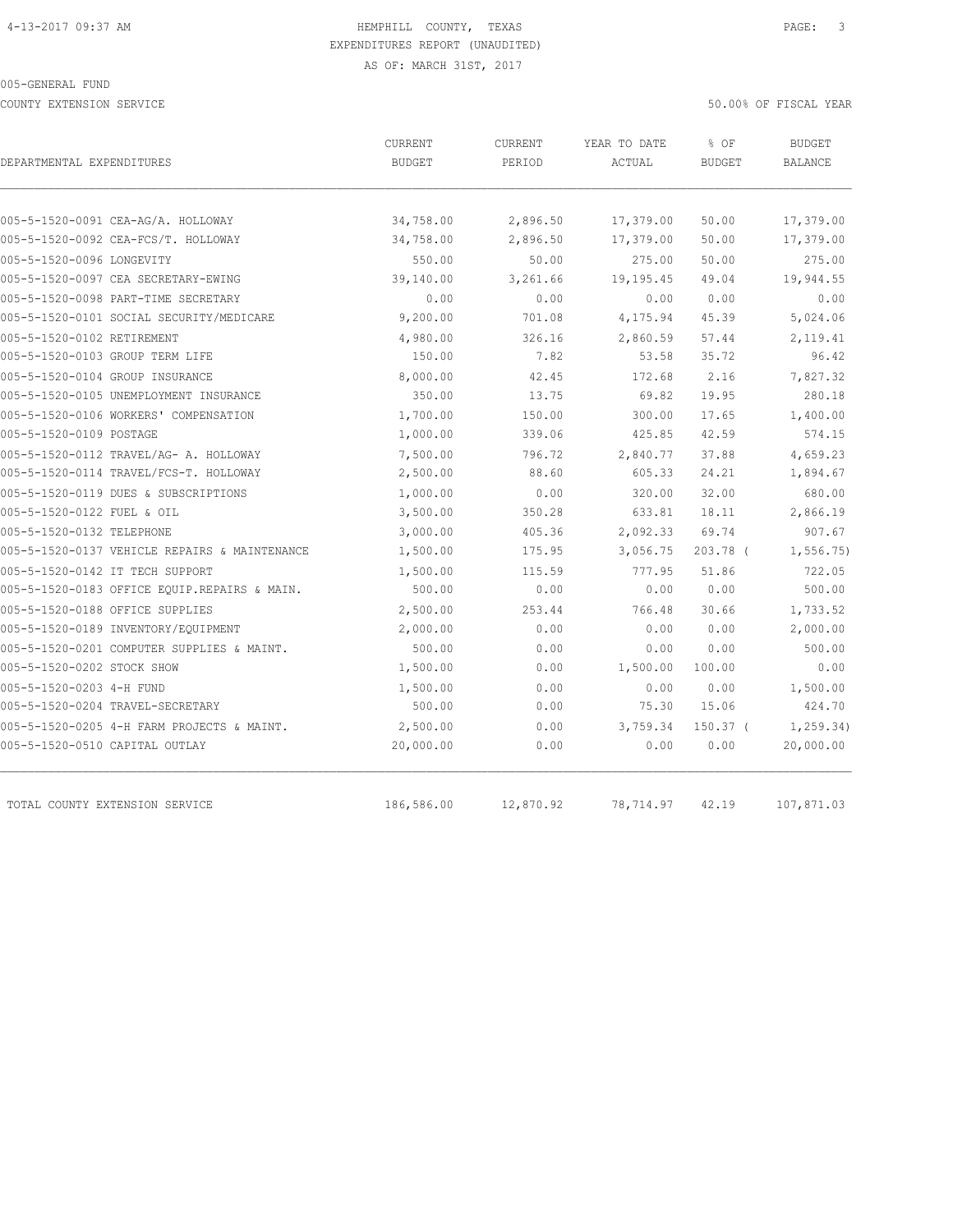4-13-2017 09:37 AM HEMPHILL COUNTY, TEXAS

EXPENDITURES REPORT (UNAUDITED)

AS OF: MARCH 31ST, 2017

005-GENERAL FUND

COUNTY EXTENSION SERVICE 50.00% OF FISCAL YEAR

| DEPARTMENTAL EXPENDITURES | CURRENT BUDGET | CURRENT PERIOD | YEAR TO DATE ACTUAL | % OF BUDGET | BUDGET BALANCE |
|---|---|---|---|---|---|
| 005-5-1520-0091 CEA-AG/A. HOLLOWAY | 34,758.00 | 2,896.50 | 17,379.00 | 50.00 | 17,379.00 |
| 005-5-1520-0092 CEA-FCS/T. HOLLOWAY | 34,758.00 | 2,896.50 | 17,379.00 | 50.00 | 17,379.00 |
| 005-5-1520-0096 LONGEVITY | 550.00 | 50.00 | 275.00 | 50.00 | 275.00 |
| 005-5-1520-0097 CEA SECRETARY-EWING | 39,140.00 | 3,261.66 | 19,195.45 | 49.04 | 19,944.55 |
| 005-5-1520-0098 PART-TIME SECRETARY | 0.00 | 0.00 | 0.00 | 0.00 | 0.00 |
| 005-5-1520-0101 SOCIAL SECURITY/MEDICARE | 9,200.00 | 701.08 | 4,175.94 | 45.39 | 5,024.06 |
| 005-5-1520-0102 RETIREMENT | 4,980.00 | 326.16 | 2,860.59 | 57.44 | 2,119.41 |
| 005-5-1520-0103 GROUP TERM LIFE | 150.00 | 7.82 | 53.58 | 35.72 | 96.42 |
| 005-5-1520-0104 GROUP INSURANCE | 8,000.00 | 42.45 | 172.68 | 2.16 | 7,827.32 |
| 005-5-1520-0105 UNEMPLOYMENT INSURANCE | 350.00 | 13.75 | 69.82 | 19.95 | 280.18 |
| 005-5-1520-0106 WORKERS' COMPENSATION | 1,700.00 | 150.00 | 300.00 | 17.65 | 1,400.00 |
| 005-5-1520-0109 POSTAGE | 1,000.00 | 339.06 | 425.85 | 42.59 | 574.15 |
| 005-5-1520-0112 TRAVEL/AG- A. HOLLOWAY | 7,500.00 | 796.72 | 2,840.77 | 37.88 | 4,659.23 |
| 005-5-1520-0114 TRAVEL/FCS-T. HOLLOWAY | 2,500.00 | 88.60 | 605.33 | 24.21 | 1,894.67 |
| 005-5-1520-0119 DUES & SUBSCRIPTIONS | 1,000.00 | 0.00 | 320.00 | 32.00 | 680.00 |
| 005-5-1520-0122 FUEL & OIL | 3,500.00 | 350.28 | 633.81 | 18.11 | 2,866.19 |
| 005-5-1520-0132 TELEPHONE | 3,000.00 | 405.36 | 2,092.33 | 69.74 | 907.67 |
| 005-5-1520-0137 VEHICLE REPAIRS & MAINTENANCE | 1,500.00 | 175.95 | 3,056.75 | 203.78 | ( 1,556.75) |
| 005-5-1520-0142 IT TECH SUPPORT | 1,500.00 | 115.59 | 777.95 | 51.86 | 722.05 |
| 005-5-1520-0183 OFFICE EQUIP.REPAIRS & MAIN. | 500.00 | 0.00 | 0.00 | 0.00 | 500.00 |
| 005-5-1520-0188 OFFICE SUPPLIES | 2,500.00 | 253.44 | 766.48 | 30.66 | 1,733.52 |
| 005-5-1520-0189 INVENTORY/EQUIPMENT | 2,000.00 | 0.00 | 0.00 | 0.00 | 2,000.00 |
| 005-5-1520-0201 COMPUTER SUPPLIES & MAINT. | 500.00 | 0.00 | 0.00 | 0.00 | 500.00 |
| 005-5-1520-0202 STOCK SHOW | 1,500.00 | 0.00 | 1,500.00 | 100.00 | 0.00 |
| 005-5-1520-0203 4-H FUND | 1,500.00 | 0.00 | 0.00 | 0.00 | 1,500.00 |
| 005-5-1520-0204 TRAVEL-SECRETARY | 500.00 | 0.00 | 75.30 | 15.06 | 424.70 |
| 005-5-1520-0205 4-H FARM PROJECTS & MAINT. | 2,500.00 | 0.00 | 3,759.34 | 150.37 | ( 1,259.34) |
| 005-5-1520-0510 CAPITAL OUTLAY | 20,000.00 | 0.00 | 0.00 | 0.00 | 20,000.00 |
| TOTAL COUNTY EXTENSION SERVICE | 186,586.00 | 12,870.92 | 78,714.97 | 42.19 | 107,871.03 |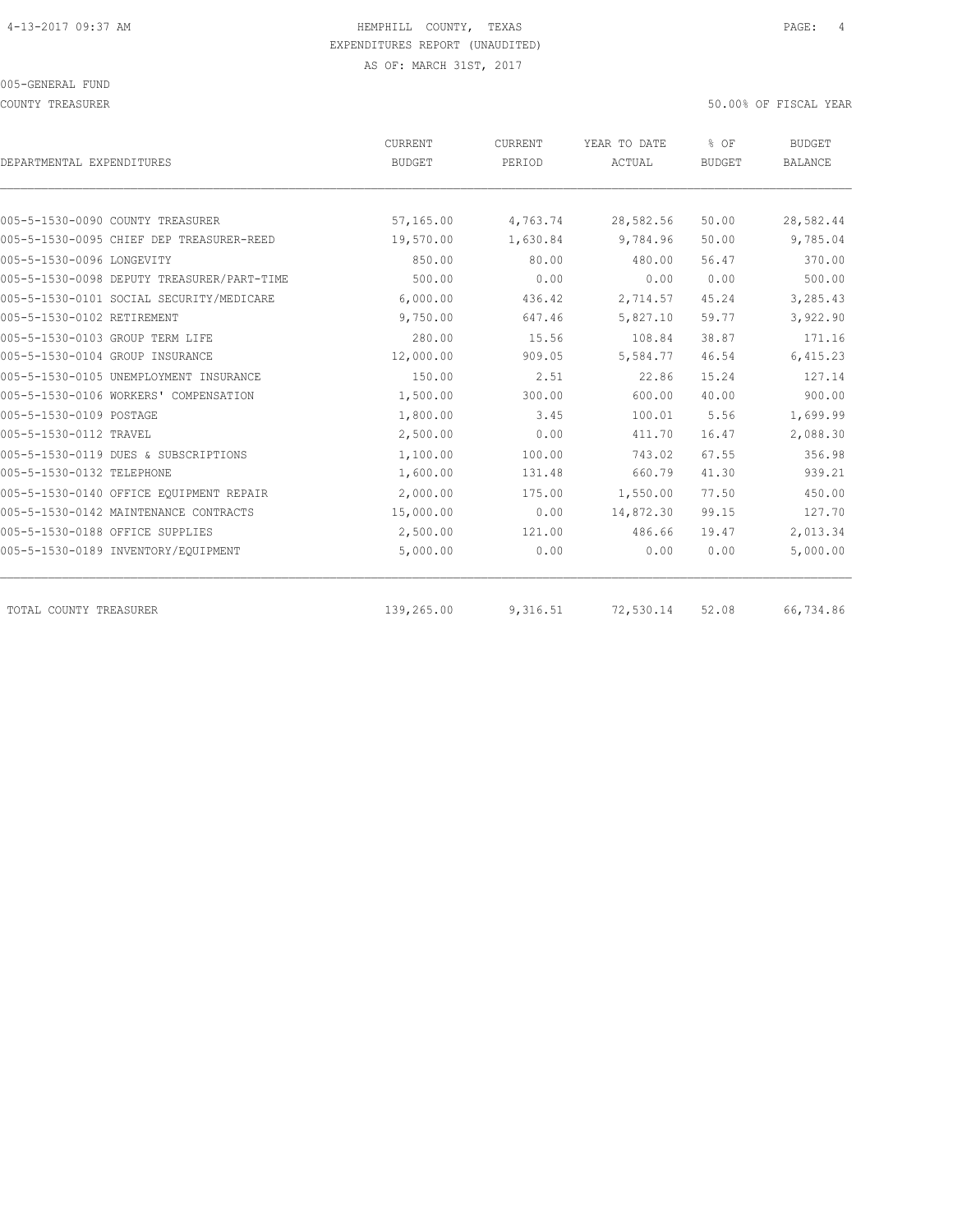HEMPHILL COUNTY, TEXAS
EXPENDITURES REPORT (UNAUDITED)
AS OF: MARCH 31ST, 2017

005-GENERAL FUND

COUNTY TREASURER — 50.00% OF FISCAL YEAR

| DEPARTMENTAL EXPENDITURES | CURRENT BUDGET | CURRENT PERIOD | YEAR TO DATE ACTUAL | % OF BUDGET | BUDGET BALANCE |
|---|---|---|---|---|---|
| 005-5-1530-0090 COUNTY TREASURER | 57,165.00 | 4,763.74 | 28,582.56 | 50.00 | 28,582.44 |
| 005-5-1530-0095 CHIEF DEP TREASURER-REED | 19,570.00 | 1,630.84 | 9,784.96 | 50.00 | 9,785.04 |
| 005-5-1530-0096 LONGEVITY | 850.00 | 80.00 | 480.00 | 56.47 | 370.00 |
| 005-5-1530-0098 DEPUTY TREASURER/PART-TIME | 500.00 | 0.00 | 0.00 | 0.00 | 500.00 |
| 005-5-1530-0101 SOCIAL SECURITY/MEDICARE | 6,000.00 | 436.42 | 2,714.57 | 45.24 | 3,285.43 |
| 005-5-1530-0102 RETIREMENT | 9,750.00 | 647.46 | 5,827.10 | 59.77 | 3,922.90 |
| 005-5-1530-0103 GROUP TERM LIFE | 280.00 | 15.56 | 108.84 | 38.87 | 171.16 |
| 005-5-1530-0104 GROUP INSURANCE | 12,000.00 | 909.05 | 5,584.77 | 46.54 | 6,415.23 |
| 005-5-1530-0105 UNEMPLOYMENT INSURANCE | 150.00 | 2.51 | 22.86 | 15.24 | 127.14 |
| 005-5-1530-0106 WORKERS' COMPENSATION | 1,500.00 | 300.00 | 600.00 | 40.00 | 900.00 |
| 005-5-1530-0109 POSTAGE | 1,800.00 | 3.45 | 100.01 | 5.56 | 1,699.99 |
| 005-5-1530-0112 TRAVEL | 2,500.00 | 0.00 | 411.70 | 16.47 | 2,088.30 |
| 005-5-1530-0119 DUES & SUBSCRIPTIONS | 1,100.00 | 100.00 | 743.02 | 67.55 | 356.98 |
| 005-5-1530-0132 TELEPHONE | 1,600.00 | 131.48 | 660.79 | 41.30 | 939.21 |
| 005-5-1530-0140 OFFICE EQUIPMENT REPAIR | 2,000.00 | 175.00 | 1,550.00 | 77.50 | 450.00 |
| 005-5-1530-0142 MAINTENANCE CONTRACTS | 15,000.00 | 0.00 | 14,872.30 | 99.15 | 127.70 |
| 005-5-1530-0188 OFFICE SUPPLIES | 2,500.00 | 121.00 | 486.66 | 19.47 | 2,013.34 |
| 005-5-1530-0189 INVENTORY/EQUIPMENT | 5,000.00 | 0.00 | 0.00 | 0.00 | 5,000.00 |
| TOTAL COUNTY TREASURER | 139,265.00 | 9,316.51 | 72,530.14 | 52.08 | 66,734.86 |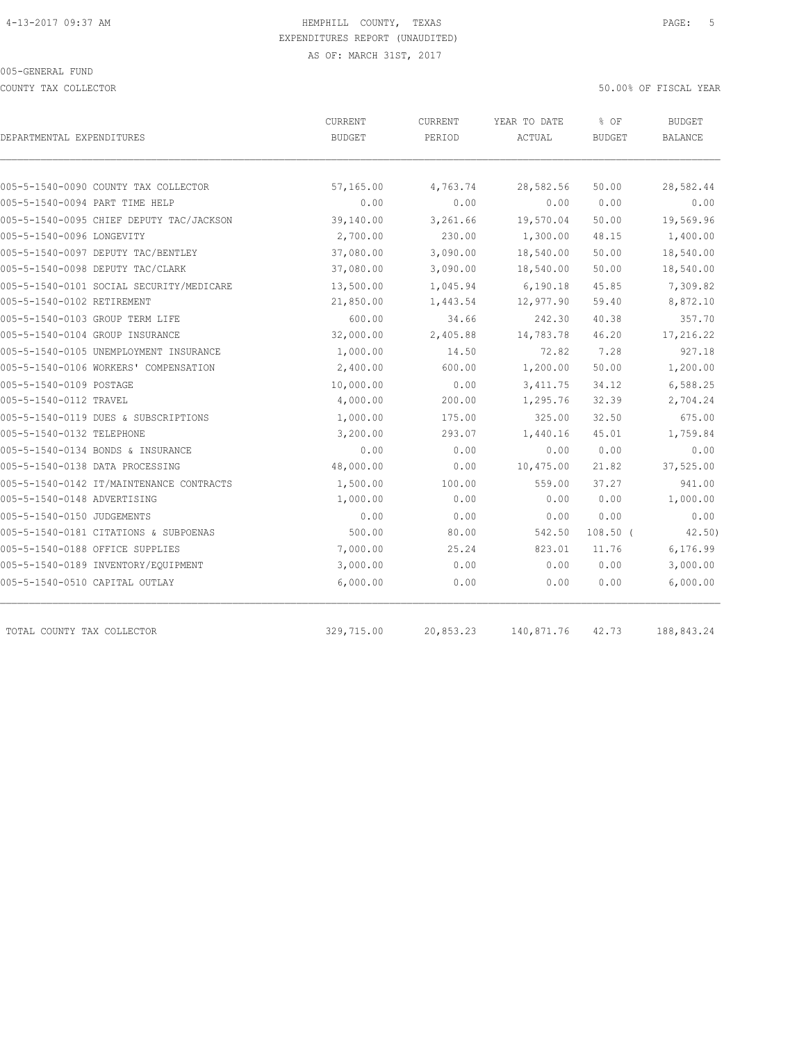HEMPHILL COUNTY, TEXAS
EXPENDITURES REPORT (UNAUDITED)
AS OF: MARCH 31ST, 2017

005-GENERAL FUND

COUNTY TAX COLLECTOR

50.00% OF FISCAL YEAR

| DEPARTMENTAL EXPENDITURES | CURRENT BUDGET | CURRENT PERIOD | YEAR TO DATE ACTUAL | % OF BUDGET | BUDGET BALANCE |
|---|---|---|---|---|---|
| 005-5-1540-0090 COUNTY TAX COLLECTOR | 57,165.00 | 4,763.74 | 28,582.56 | 50.00 | 28,582.44 |
| 005-5-1540-0094 PART TIME HELP | 0.00 | 0.00 | 0.00 | 0.00 | 0.00 |
| 005-5-1540-0095 CHIEF DEPUTY TAC/JACKSON | 39,140.00 | 3,261.66 | 19,570.04 | 50.00 | 19,569.96 |
| 005-5-1540-0096 LONGEVITY | 2,700.00 | 230.00 | 1,300.00 | 48.15 | 1,400.00 |
| 005-5-1540-0097 DEPUTY TAC/BENTLEY | 37,080.00 | 3,090.00 | 18,540.00 | 50.00 | 18,540.00 |
| 005-5-1540-0098 DEPUTY TAC/CLARK | 37,080.00 | 3,090.00 | 18,540.00 | 50.00 | 18,540.00 |
| 005-5-1540-0101 SOCIAL SECURITY/MEDICARE | 13,500.00 | 1,045.94 | 6,190.18 | 45.85 | 7,309.82 |
| 005-5-1540-0102 RETIREMENT | 21,850.00 | 1,443.54 | 12,977.90 | 59.40 | 8,872.10 |
| 005-5-1540-0103 GROUP TERM LIFE | 600.00 | 34.66 | 242.30 | 40.38 | 357.70 |
| 005-5-1540-0104 GROUP INSURANCE | 32,000.00 | 2,405.88 | 14,783.78 | 46.20 | 17,216.22 |
| 005-5-1540-0105 UNEMPLOYMENT INSURANCE | 1,000.00 | 14.50 | 72.82 | 7.28 | 927.18 |
| 005-5-1540-0106 WORKERS' COMPENSATION | 2,400.00 | 600.00 | 1,200.00 | 50.00 | 1,200.00 |
| 005-5-1540-0109 POSTAGE | 10,000.00 | 0.00 | 3,411.75 | 34.12 | 6,588.25 |
| 005-5-1540-0112 TRAVEL | 4,000.00 | 200.00 | 1,295.76 | 32.39 | 2,704.24 |
| 005-5-1540-0119 DUES & SUBSCRIPTIONS | 1,000.00 | 175.00 | 325.00 | 32.50 | 675.00 |
| 005-5-1540-0132 TELEPHONE | 3,200.00 | 293.07 | 1,440.16 | 45.01 | 1,759.84 |
| 005-5-1540-0134 BONDS & INSURANCE | 0.00 | 0.00 | 0.00 | 0.00 | 0.00 |
| 005-5-1540-0138 DATA PROCESSING | 48,000.00 | 0.00 | 10,475.00 | 21.82 | 37,525.00 |
| 005-5-1540-0142 IT/MAINTENANCE CONTRACTS | 1,500.00 | 100.00 | 559.00 | 37.27 | 941.00 |
| 005-5-1540-0148 ADVERTISING | 1,000.00 | 0.00 | 0.00 | 0.00 | 1,000.00 |
| 005-5-1540-0150 JUDGEMENTS | 0.00 | 0.00 | 0.00 | 0.00 | 0.00 |
| 005-5-1540-0181 CITATIONS & SUBPOENAS | 500.00 | 80.00 | 542.50 | 108.50 | (42.50) |
| 005-5-1540-0188 OFFICE SUPPLIES | 7,000.00 | 25.24 | 823.01 | 11.76 | 6,176.99 |
| 005-5-1540-0189 INVENTORY/EQUIPMENT | 3,000.00 | 0.00 | 0.00 | 0.00 | 3,000.00 |
| 005-5-1540-0510 CAPITAL OUTLAY | 6,000.00 | 0.00 | 0.00 | 0.00 | 6,000.00 |
| TOTAL COUNTY TAX COLLECTOR | 329,715.00 | 20,853.23 | 140,871.76 | 42.73 | 188,843.24 |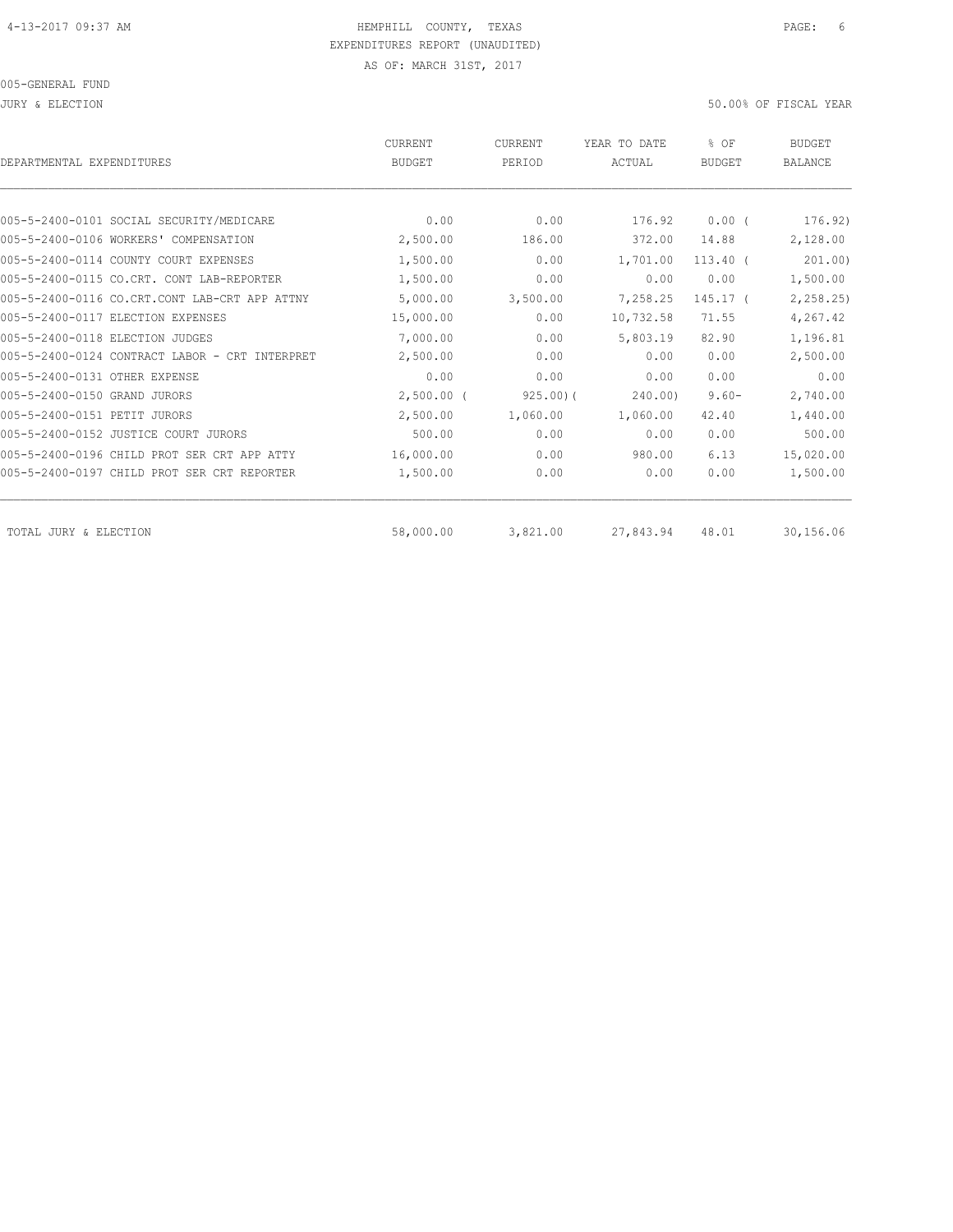HEMPHILL COUNTY, TEXAS
EXPENDITURES REPORT (UNAUDITED)
AS OF: MARCH 31ST, 2017

005-GENERAL FUND

JURY & ELECTION

50.00% OF FISCAL YEAR

| DEPARTMENTAL EXPENDITURES | CURRENT BUDGET | CURRENT PERIOD | YEAR TO DATE ACTUAL | % OF BUDGET | BUDGET BALANCE |
|---|---|---|---|---|---|
| 005-5-2400-0101 SOCIAL SECURITY/MEDICARE | 0.00 | 0.00 | 176.92 | 0.00 ( | 176.92) |
| 005-5-2400-0106 WORKERS' COMPENSATION | 2,500.00 | 186.00 | 372.00 | 14.88 | 2,128.00 |
| 005-5-2400-0114 COUNTY COURT EXPENSES | 1,500.00 | 0.00 | 1,701.00 | 113.40 ( | 201.00) |
| 005-5-2400-0115 CO.CRT. CONT LAB-REPORTER | 1,500.00 | 0.00 | 0.00 | 0.00 | 1,500.00 |
| 005-5-2400-0116 CO.CRT.CONT LAB-CRT APP ATTNY | 5,000.00 | 3,500.00 | 7,258.25 | 145.17 ( | 2,258.25) |
| 005-5-2400-0117 ELECTION EXPENSES | 15,000.00 | 0.00 | 10,732.58 | 71.55 | 4,267.42 |
| 005-5-2400-0118 ELECTION JUDGES | 7,000.00 | 0.00 | 5,803.19 | 82.90 | 1,196.81 |
| 005-5-2400-0124 CONTRACT LABOR - CRT INTERPRET | 2,500.00 | 0.00 | 0.00 | 0.00 | 2,500.00 |
| 005-5-2400-0131 OTHER EXPENSE | 0.00 | 0.00 | 0.00 | 0.00 | 0.00 |
| 005-5-2400-0150 GRAND JURORS | 2,500.00 ( | 925.00)( | 240.00) | 9.60- | 2,740.00 |
| 005-5-2400-0151 PETIT JURORS | 2,500.00 | 1,060.00 | 1,060.00 | 42.40 | 1,440.00 |
| 005-5-2400-0152 JUSTICE COURT JURORS | 500.00 | 0.00 | 0.00 | 0.00 | 500.00 |
| 005-5-2400-0196 CHILD PROT SER CRT APP ATTY | 16,000.00 | 0.00 | 980.00 | 6.13 | 15,020.00 |
| 005-5-2400-0197 CHILD PROT SER CRT REPORTER | 1,500.00 | 0.00 | 0.00 | 0.00 | 1,500.00 |
| TOTAL JURY & ELECTION | 58,000.00 | 3,821.00 | 27,843.94 | 48.01 | 30,156.06 |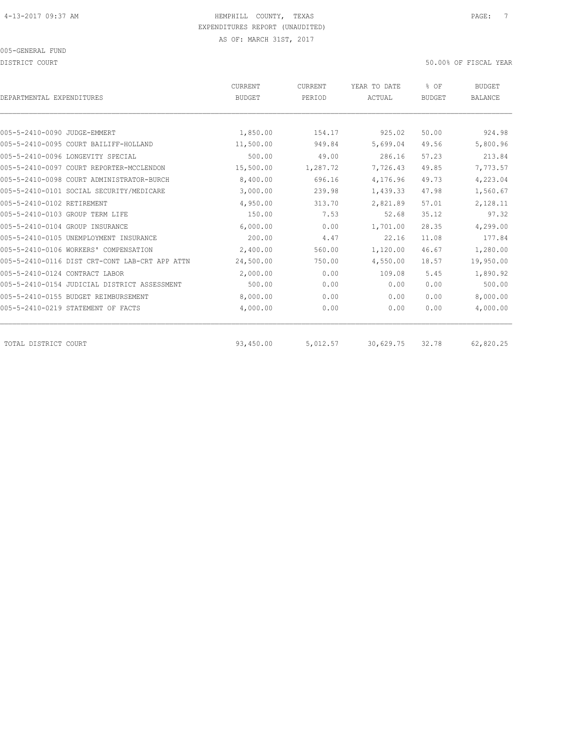HEMPHILL COUNTY, TEXAS
EXPENDITURES REPORT (UNAUDITED)
AS OF: MARCH 31ST, 2017

005-GENERAL FUND

DISTRICT COURT — 50.00% OF FISCAL YEAR

| DEPARTMENTAL EXPENDITURES | CURRENT BUDGET | CURRENT PERIOD | YEAR TO DATE ACTUAL | % OF BUDGET | BUDGET BALANCE |
|---|---|---|---|---|---|
| 005-5-2410-0090 JUDGE-EMMERT | 1,850.00 | 154.17 | 925.02 | 50.00 | 924.98 |
| 005-5-2410-0095 COURT BAILIFF-HOLLAND | 11,500.00 | 949.84 | 5,699.04 | 49.56 | 5,800.96 |
| 005-5-2410-0096 LONGEVITY SPECIAL | 500.00 | 49.00 | 286.16 | 57.23 | 213.84 |
| 005-5-2410-0097 COURT REPORTER-MCCLENDON | 15,500.00 | 1,287.72 | 7,726.43 | 49.85 | 7,773.57 |
| 005-5-2410-0098 COURT ADMINISTRATOR-BURCH | 8,400.00 | 696.16 | 4,176.96 | 49.73 | 4,223.04 |
| 005-5-2410-0101 SOCIAL SECURITY/MEDICARE | 3,000.00 | 239.98 | 1,439.33 | 47.98 | 1,560.67 |
| 005-5-2410-0102 RETIREMENT | 4,950.00 | 313.70 | 2,821.89 | 57.01 | 2,128.11 |
| 005-5-2410-0103 GROUP TERM LIFE | 150.00 | 7.53 | 52.68 | 35.12 | 97.32 |
| 005-5-2410-0104 GROUP INSURANCE | 6,000.00 | 0.00 | 1,701.00 | 28.35 | 4,299.00 |
| 005-5-2410-0105 UNEMPLOYMENT INSURANCE | 200.00 | 4.47 | 22.16 | 11.08 | 177.84 |
| 005-5-2410-0106 WORKERS' COMPENSATION | 2,400.00 | 560.00 | 1,120.00 | 46.67 | 1,280.00 |
| 005-5-2410-0116 DIST CRT-CONT LAB-CRT APP ATTN | 24,500.00 | 750.00 | 4,550.00 | 18.57 | 19,950.00 |
| 005-5-2410-0124 CONTRACT LABOR | 2,000.00 | 0.00 | 109.08 | 5.45 | 1,890.92 |
| 005-5-2410-0154 JUDICIAL DISTRICT ASSESSMENT | 500.00 | 0.00 | 0.00 | 0.00 | 500.00 |
| 005-5-2410-0155 BUDGET REIMBURSEMENT | 8,000.00 | 0.00 | 0.00 | 0.00 | 8,000.00 |
| 005-5-2410-0219 STATEMENT OF FACTS | 4,000.00 | 0.00 | 0.00 | 0.00 | 4,000.00 |
| TOTAL DISTRICT COURT | 93,450.00 | 5,012.57 | 30,629.75 | 32.78 | 62,820.25 |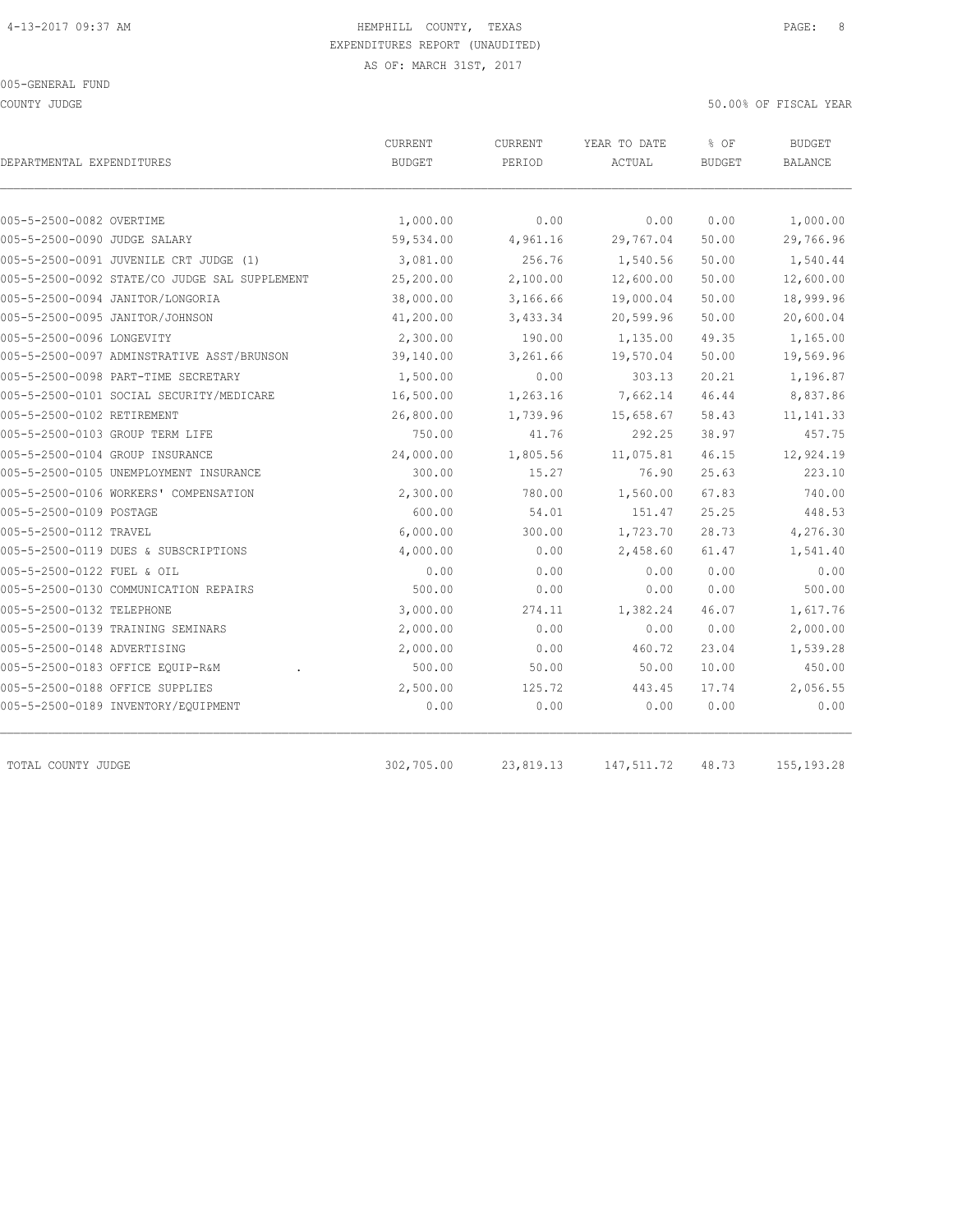HEMPHILL COUNTY, TEXAS
EXPENDITURES REPORT (UNAUDITED)
AS OF: MARCH 31ST, 2017

005-GENERAL FUND

COUNTY JUDGE

50.00% OF FISCAL YEAR

| DEPARTMENTAL EXPENDITURES | CURRENT BUDGET | CURRENT PERIOD | YEAR TO DATE ACTUAL | % OF BUDGET | BUDGET BALANCE |
|---|---|---|---|---|---|
| 005-5-2500-0082 OVERTIME | 1,000.00 | 0.00 | 0.00 | 0.00 | 1,000.00 |
| 005-5-2500-0090 JUDGE SALARY | 59,534.00 | 4,961.16 | 29,767.04 | 50.00 | 29,766.96 |
| 005-5-2500-0091 JUVENILE CRT JUDGE (1) | 3,081.00 | 256.76 | 1,540.56 | 50.00 | 1,540.44 |
| 005-5-2500-0092 STATE/CO JUDGE SAL SUPPLEMENT | 25,200.00 | 2,100.00 | 12,600.00 | 50.00 | 12,600.00 |
| 005-5-2500-0094 JANITOR/LONGORIA | 38,000.00 | 3,166.66 | 19,000.04 | 50.00 | 18,999.96 |
| 005-5-2500-0095 JANITOR/JOHNSON | 41,200.00 | 3,433.34 | 20,599.96 | 50.00 | 20,600.04 |
| 005-5-2500-0096 LONGEVITY | 2,300.00 | 190.00 | 1,135.00 | 49.35 | 1,165.00 |
| 005-5-2500-0097 ADMINSTRATIVE ASST/BRUNSON | 39,140.00 | 3,261.66 | 19,570.04 | 50.00 | 19,569.96 |
| 005-5-2500-0098 PART-TIME SECRETARY | 1,500.00 | 0.00 | 303.13 | 20.21 | 1,196.87 |
| 005-5-2500-0101 SOCIAL SECURITY/MEDICARE | 16,500.00 | 1,263.16 | 7,662.14 | 46.44 | 8,837.86 |
| 005-5-2500-0102 RETIREMENT | 26,800.00 | 1,739.96 | 15,658.67 | 58.43 | 11,141.33 |
| 005-5-2500-0103 GROUP TERM LIFE | 750.00 | 41.76 | 292.25 | 38.97 | 457.75 |
| 005-5-2500-0104 GROUP INSURANCE | 24,000.00 | 1,805.56 | 11,075.81 | 46.15 | 12,924.19 |
| 005-5-2500-0105 UNEMPLOYMENT INSURANCE | 300.00 | 15.27 | 76.90 | 25.63 | 223.10 |
| 005-5-2500-0106 WORKERS' COMPENSATION | 2,300.00 | 780.00 | 1,560.00 | 67.83 | 740.00 |
| 005-5-2500-0109 POSTAGE | 600.00 | 54.01 | 151.47 | 25.25 | 448.53 |
| 005-5-2500-0112 TRAVEL | 6,000.00 | 300.00 | 1,723.70 | 28.73 | 4,276.30 |
| 005-5-2500-0119 DUES & SUBSCRIPTIONS | 4,000.00 | 0.00 | 2,458.60 | 61.47 | 1,541.40 |
| 005-5-2500-0122 FUEL & OIL | 0.00 | 0.00 | 0.00 | 0.00 | 0.00 |
| 005-5-2500-0130 COMMUNICATION REPAIRS | 500.00 | 0.00 | 0.00 | 0.00 | 500.00 |
| 005-5-2500-0132 TELEPHONE | 3,000.00 | 274.11 | 1,382.24 | 46.07 | 1,617.76 |
| 005-5-2500-0139 TRAINING SEMINARS | 2,000.00 | 0.00 | 0.00 | 0.00 | 2,000.00 |
| 005-5-2500-0148 ADVERTISING | 2,000.00 | 0.00 | 460.72 | 23.04 | 1,539.28 |
| 005-5-2500-0183 OFFICE EQUIP-R&M . | 500.00 | 50.00 | 50.00 | 10.00 | 450.00 |
| 005-5-2500-0188 OFFICE SUPPLIES | 2,500.00 | 125.72 | 443.45 | 17.74 | 2,056.55 |
| 005-5-2500-0189 INVENTORY/EQUIPMENT | 0.00 | 0.00 | 0.00 | 0.00 | 0.00 |
| TOTAL COUNTY JUDGE | 302,705.00 | 23,819.13 | 147,511.72 | 48.73 | 155,193.28 |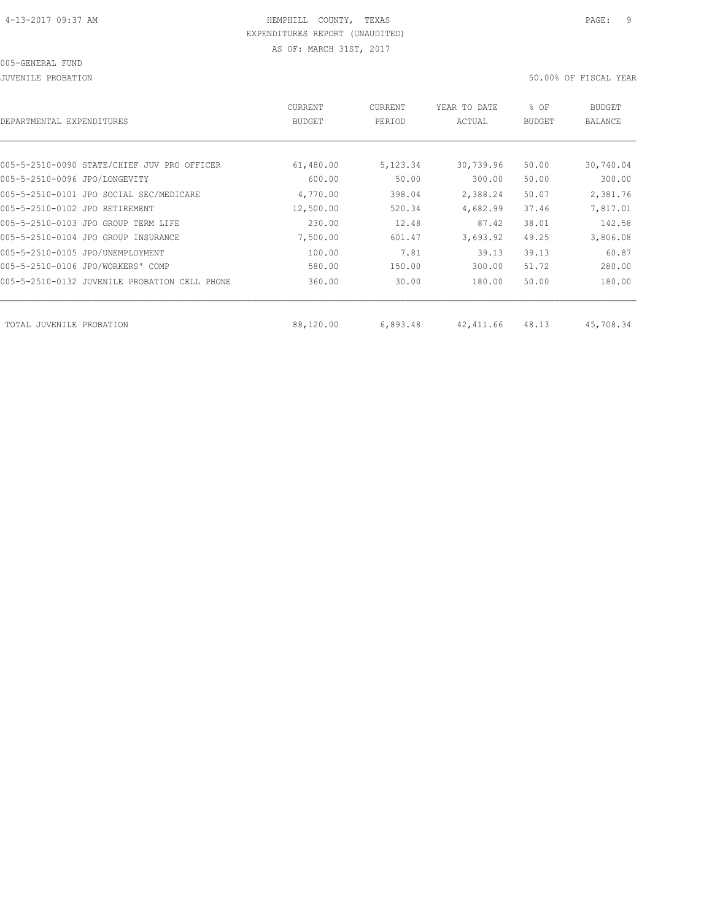HEMPHILL COUNTY, TEXAS
EXPENDITURES REPORT (UNAUDITED)
AS OF: MARCH 31ST, 2017

005-GENERAL FUND

JUVENILE PROBATION

50.00% OF FISCAL YEAR

| DEPARTMENTAL EXPENDITURES | CURRENT BUDGET | CURRENT PERIOD | YEAR TO DATE ACTUAL | % OF BUDGET | BUDGET BALANCE |
|---|---|---|---|---|---|
| 005-5-2510-0090 STATE/CHIEF JUV PRO OFFICER | 61,480.00 | 5,123.34 | 30,739.96 | 50.00 | 30,740.04 |
| 005-5-2510-0096 JPO/LONGEVITY | 600.00 | 50.00 | 300.00 | 50.00 | 300.00 |
| 005-5-2510-0101 JPO SOCIAL SEC/MEDICARE | 4,770.00 | 398.04 | 2,388.24 | 50.07 | 2,381.76 |
| 005-5-2510-0102 JPO RETIREMENT | 12,500.00 | 520.34 | 4,682.99 | 37.46 | 7,817.01 |
| 005-5-2510-0103 JPO GROUP TERM LIFE | 230.00 | 12.48 | 87.42 | 38.01 | 142.58 |
| 005-5-2510-0104 JPO GROUP INSURANCE | 7,500.00 | 601.47 | 3,693.92 | 49.25 | 3,806.08 |
| 005-5-2510-0105 JPO/UNEMPLOYMENT | 100.00 | 7.81 | 39.13 | 39.13 | 60.87 |
| 005-5-2510-0106 JPO/WORKERS' COMP | 580.00 | 150.00 | 300.00 | 51.72 | 280.00 |
| 005-5-2510-0132 JUVENILE PROBATION CELL PHONE | 360.00 | 30.00 | 180.00 | 50.00 | 180.00 |
| TOTAL JUVENILE PROBATION | 88,120.00 | 6,893.48 | 42,411.66 | 48.13 | 45,708.34 |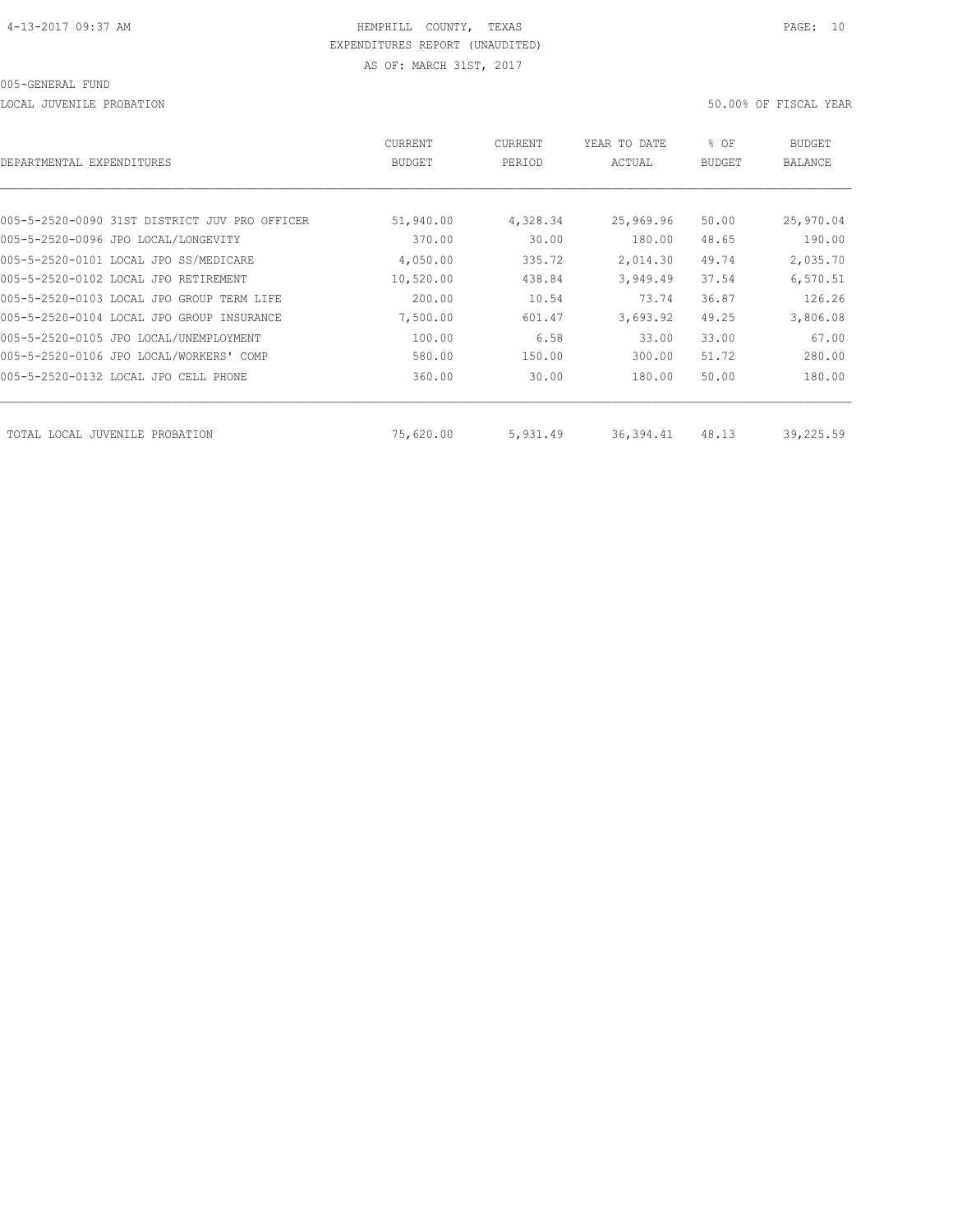4-13-2017 09:37 AM HEMPHILL COUNTY, TEXAS

EXPENDITURES REPORT (UNAUDITED)

AS OF: MARCH 31ST, 2017

005-GENERAL FUND

LOCAL JUVENILE PROBATION 50.00% OF FISCAL YEAR

| DEPARTMENTAL EXPENDITURES | CURRENT BUDGET | CURRENT PERIOD | YEAR TO DATE ACTUAL | % OF BUDGET | BUDGET BALANCE |
|---|---|---|---|---|---|
| 005-5-2520-0090 31ST DISTRICT JUV PRO OFFICER | 51,940.00 | 4,328.34 | 25,969.96 | 50.00 | 25,970.04 |
| 005-5-2520-0096 JPO LOCAL/LONGEVITY | 370.00 | 30.00 | 180.00 | 48.65 | 190.00 |
| 005-5-2520-0101 LOCAL JPO SS/MEDICARE | 4,050.00 | 335.72 | 2,014.30 | 49.74 | 2,035.70 |
| 005-5-2520-0102 LOCAL JPO RETIREMENT | 10,520.00 | 438.84 | 3,949.49 | 37.54 | 6,570.51 |
| 005-5-2520-0103 LOCAL JPO GROUP TERM LIFE | 200.00 | 10.54 | 73.74 | 36.87 | 126.26 |
| 005-5-2520-0104 LOCAL JPO GROUP INSURANCE | 7,500.00 | 601.47 | 3,693.92 | 49.25 | 3,806.08 |
| 005-5-2520-0105 JPO LOCAL/UNEMPLOYMENT | 100.00 | 6.58 | 33.00 | 33.00 | 67.00 |
| 005-5-2520-0106 JPO LOCAL/WORKERS' COMP | 580.00 | 150.00 | 300.00 | 51.72 | 280.00 |
| 005-5-2520-0132 LOCAL JPO CELL PHONE | 360.00 | 30.00 | 180.00 | 50.00 | 180.00 |
| TOTAL LOCAL JUVENILE PROBATION | 75,620.00 | 5,931.49 | 36,394.41 | 48.13 | 39,225.59 |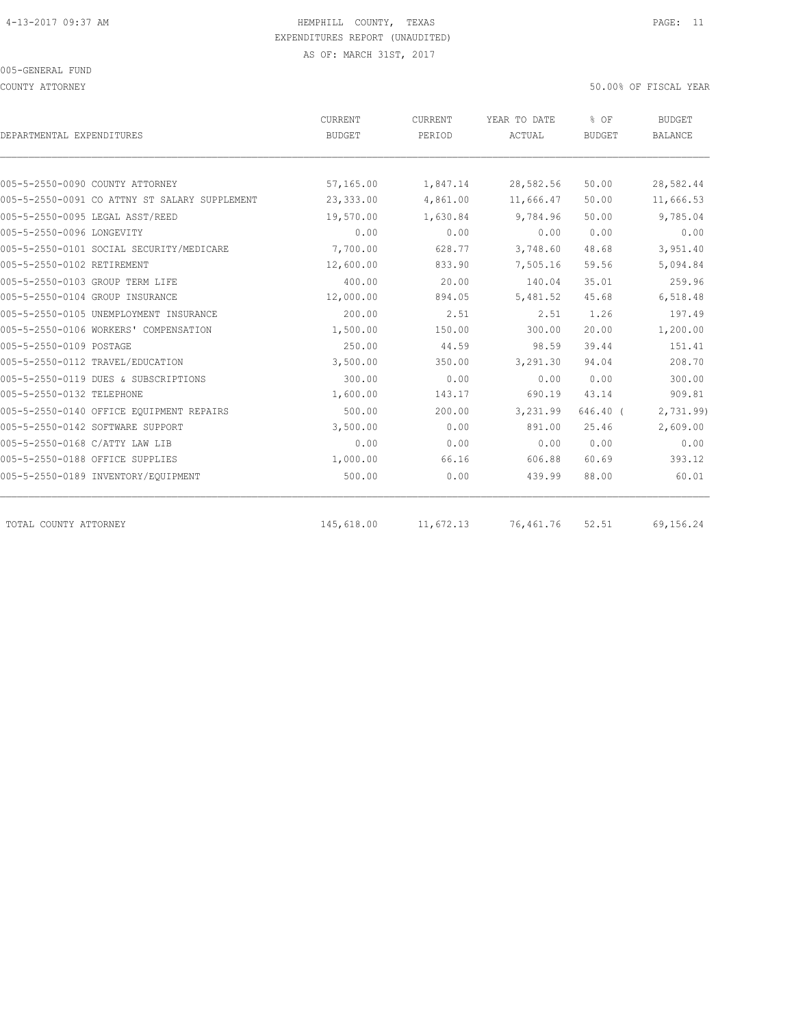HEMPHILL COUNTY, TEXAS
EXPENDITURES REPORT (UNAUDITED)
AS OF: MARCH 31ST, 2017

005-GENERAL FUND

COUNTY ATTORNEY

50.00% OF FISCAL YEAR

| DEPARTMENTAL EXPENDITURES | CURRENT BUDGET | CURRENT PERIOD | YEAR TO DATE ACTUAL | % OF BUDGET | BUDGET BALANCE |
|---|---|---|---|---|---|
| 005-5-2550-0090 COUNTY ATTORNEY | 57,165.00 | 1,847.14 | 28,582.56 | 50.00 | 28,582.44 |
| 005-5-2550-0091 CO ATTNY ST SALARY SUPPLEMENT | 23,333.00 | 4,861.00 | 11,666.47 | 50.00 | 11,666.53 |
| 005-5-2550-0095 LEGAL ASST/REED | 19,570.00 | 1,630.84 | 9,784.96 | 50.00 | 9,785.04 |
| 005-5-2550-0096 LONGEVITY | 0.00 | 0.00 | 0.00 | 0.00 | 0.00 |
| 005-5-2550-0101 SOCIAL SECURITY/MEDICARE | 7,700.00 | 628.77 | 3,748.60 | 48.68 | 3,951.40 |
| 005-5-2550-0102 RETIREMENT | 12,600.00 | 833.90 | 7,505.16 | 59.56 | 5,094.84 |
| 005-5-2550-0103 GROUP TERM LIFE | 400.00 | 20.00 | 140.04 | 35.01 | 259.96 |
| 005-5-2550-0104 GROUP INSURANCE | 12,000.00 | 894.05 | 5,481.52 | 45.68 | 6,518.48 |
| 005-5-2550-0105 UNEMPLOYMENT INSURANCE | 200.00 | 2.51 | 2.51 | 1.26 | 197.49 |
| 005-5-2550-0106 WORKERS' COMPENSATION | 1,500.00 | 150.00 | 300.00 | 20.00 | 1,200.00 |
| 005-5-2550-0109 POSTAGE | 250.00 | 44.59 | 98.59 | 39.44 | 151.41 |
| 005-5-2550-0112 TRAVEL/EDUCATION | 3,500.00 | 350.00 | 3,291.30 | 94.04 | 208.70 |
| 005-5-2550-0119 DUES & SUBSCRIPTIONS | 300.00 | 0.00 | 0.00 | 0.00 | 300.00 |
| 005-5-2550-0132 TELEPHONE | 1,600.00 | 143.17 | 690.19 | 43.14 | 909.81 |
| 005-5-2550-0140 OFFICE EQUIPMENT REPAIRS | 500.00 | 200.00 | 3,231.99 | 646.40 | ( 2,731.99) |
| 005-5-2550-0142 SOFTWARE SUPPORT | 3,500.00 | 0.00 | 891.00 | 25.46 | 2,609.00 |
| 005-5-2550-0168 C/ATTY LAW LIB | 0.00 | 0.00 | 0.00 | 0.00 | 0.00 |
| 005-5-2550-0188 OFFICE SUPPLIES | 1,000.00 | 66.16 | 606.88 | 60.69 | 393.12 |
| 005-5-2550-0189 INVENTORY/EQUIPMENT | 500.00 | 0.00 | 439.99 | 88.00 | 60.01 |
| TOTAL COUNTY ATTORNEY | 145,618.00 | 11,672.13 | 76,461.76 | 52.51 | 69,156.24 |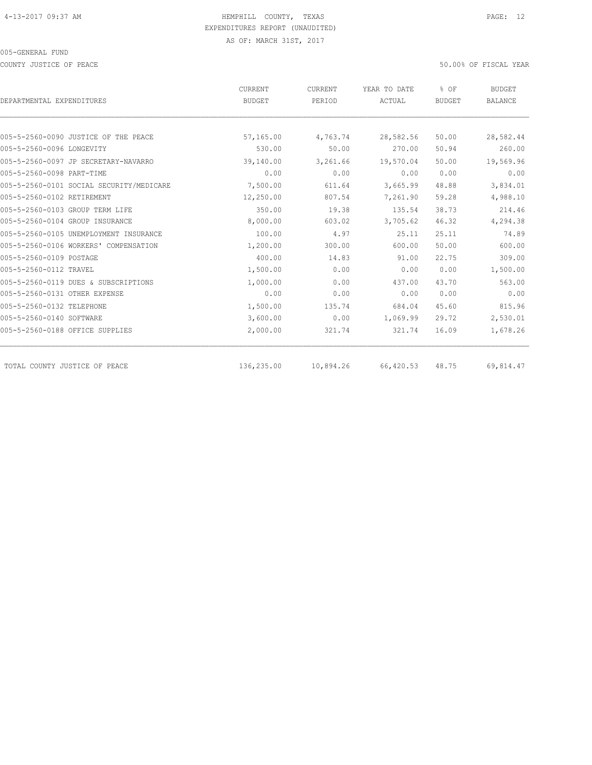HEMPHILL COUNTY, TEXAS
EXPENDITURES REPORT (UNAUDITED)
AS OF: MARCH 31ST, 2017

005-GENERAL FUND

COUNTY JUSTICE OF PEACE

50.00% OF FISCAL YEAR

| DEPARTMENTAL EXPENDITURES | CURRENT BUDGET | CURRENT PERIOD | YEAR TO DATE ACTUAL | % OF BUDGET | BUDGET BALANCE |
|---|---|---|---|---|---|
| 005-5-2560-0090 JUSTICE OF THE PEACE | 57,165.00 | 4,763.74 | 28,582.56 | 50.00 | 28,582.44 |
| 005-5-2560-0096 LONGEVITY | 530.00 | 50.00 | 270.00 | 50.94 | 260.00 |
| 005-5-2560-0097 JP SECRETARY-NAVARRO | 39,140.00 | 3,261.66 | 19,570.04 | 50.00 | 19,569.96 |
| 005-5-2560-0098 PART-TIME | 0.00 | 0.00 | 0.00 | 0.00 | 0.00 |
| 005-5-2560-0101 SOCIAL SECURITY/MEDICARE | 7,500.00 | 611.64 | 3,665.99 | 48.88 | 3,834.01 |
| 005-5-2560-0102 RETIREMENT | 12,250.00 | 807.54 | 7,261.90 | 59.28 | 4,988.10 |
| 005-5-2560-0103 GROUP TERM LIFE | 350.00 | 19.38 | 135.54 | 38.73 | 214.46 |
| 005-5-2560-0104 GROUP INSURANCE | 8,000.00 | 603.02 | 3,705.62 | 46.32 | 4,294.38 |
| 005-5-2560-0105 UNEMPLOYMENT INSURANCE | 100.00 | 4.97 | 25.11 | 25.11 | 74.89 |
| 005-5-2560-0106 WORKERS' COMPENSATION | 1,200.00 | 300.00 | 600.00 | 50.00 | 600.00 |
| 005-5-2560-0109 POSTAGE | 400.00 | 14.83 | 91.00 | 22.75 | 309.00 |
| 005-5-2560-0112 TRAVEL | 1,500.00 | 0.00 | 0.00 | 0.00 | 1,500.00 |
| 005-5-2560-0119 DUES & SUBSCRIPTIONS | 1,000.00 | 0.00 | 437.00 | 43.70 | 563.00 |
| 005-5-2560-0131 OTHER EXPENSE | 0.00 | 0.00 | 0.00 | 0.00 | 0.00 |
| 005-5-2560-0132 TELEPHONE | 1,500.00 | 135.74 | 684.04 | 45.60 | 815.96 |
| 005-5-2560-0140 SOFTWARE | 3,600.00 | 0.00 | 1,069.99 | 29.72 | 2,530.01 |
| 005-5-2560-0188 OFFICE SUPPLIES | 2,000.00 | 321.74 | 321.74 | 16.09 | 1,678.26 |
| TOTAL COUNTY JUSTICE OF PEACE | 136,235.00 | 10,894.26 | 66,420.53 | 48.75 | 69,814.47 |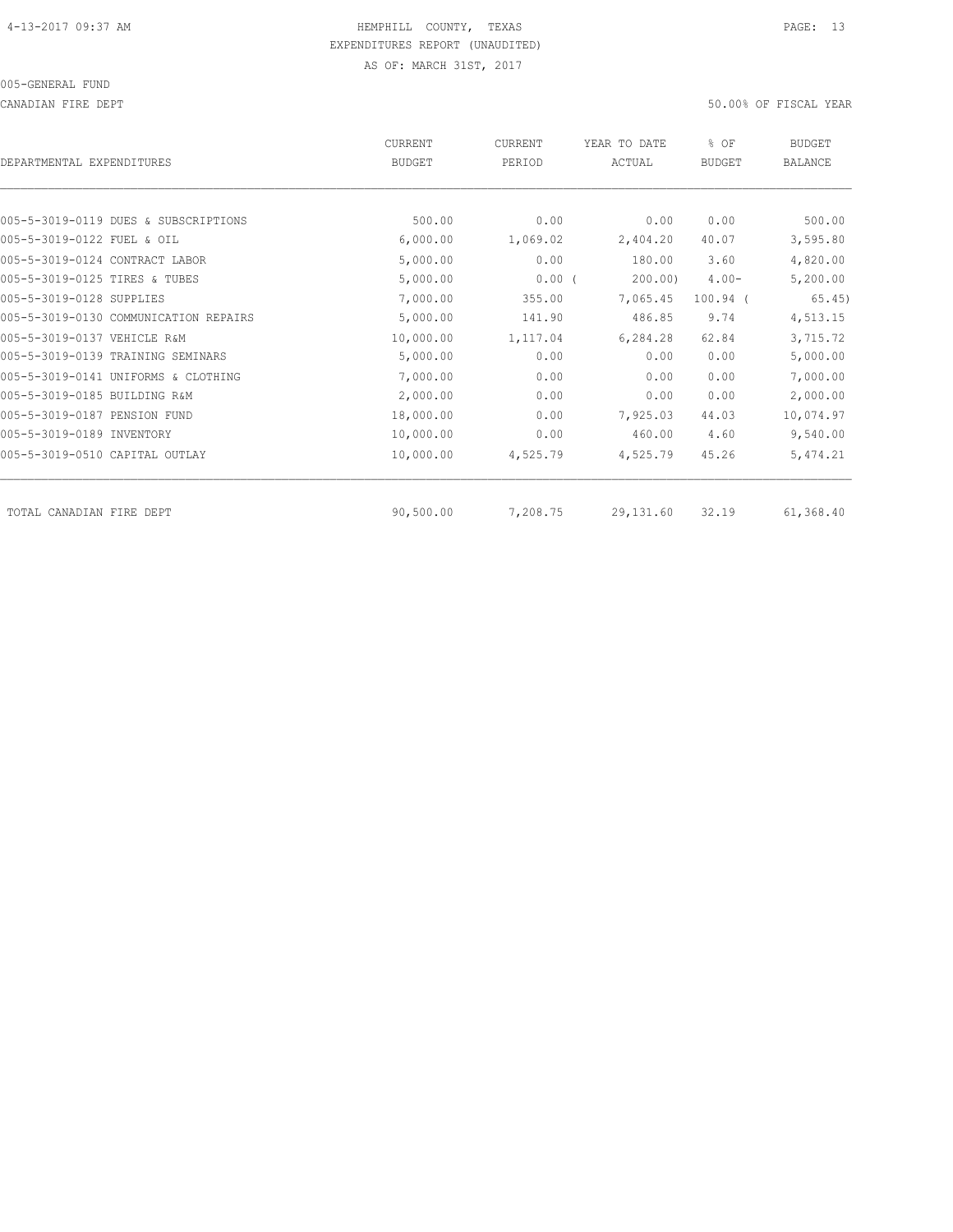HEMPHILL COUNTY, TEXAS
EXPENDITURES REPORT (UNAUDITED)
AS OF: MARCH 31ST, 2017

005-GENERAL FUND

CANADIAN FIRE DEPT

50.00% OF FISCAL YEAR

| DEPARTMENTAL EXPENDITURES | CURRENT BUDGET | CURRENT PERIOD | YEAR TO DATE ACTUAL | % OF BUDGET | BUDGET BALANCE |
|---|---|---|---|---|---|
| 005-5-3019-0119 DUES & SUBSCRIPTIONS | 500.00 | 0.00 | 0.00 | 0.00 | 500.00 |
| 005-5-3019-0122 FUEL & OIL | 6,000.00 | 1,069.02 | 2,404.20 | 40.07 | 3,595.80 |
| 005-5-3019-0124 CONTRACT LABOR | 5,000.00 | 0.00 | 180.00 | 3.60 | 4,820.00 |
| 005-5-3019-0125 TIRES & TUBES | 5,000.00 | 0.00 | ( 200.00) | 4.00- | 5,200.00 |
| 005-5-3019-0128 SUPPLIES | 7,000.00 | 355.00 | 7,065.45 | 100.94 | ( 65.45) |
| 005-5-3019-0130 COMMUNICATION REPAIRS | 5,000.00 | 141.90 | 486.85 | 9.74 | 4,513.15 |
| 005-5-3019-0137 VEHICLE R&M | 10,000.00 | 1,117.04 | 6,284.28 | 62.84 | 3,715.72 |
| 005-5-3019-0139 TRAINING SEMINARS | 5,000.00 | 0.00 | 0.00 | 0.00 | 5,000.00 |
| 005-5-3019-0141 UNIFORMS & CLOTHING | 7,000.00 | 0.00 | 0.00 | 0.00 | 7,000.00 |
| 005-5-3019-0185 BUILDING R&M | 2,000.00 | 0.00 | 0.00 | 0.00 | 2,000.00 |
| 005-5-3019-0187 PENSION FUND | 18,000.00 | 0.00 | 7,925.03 | 44.03 | 10,074.97 |
| 005-5-3019-0189 INVENTORY | 10,000.00 | 0.00 | 460.00 | 4.60 | 9,540.00 |
| 005-5-3019-0510 CAPITAL OUTLAY | 10,000.00 | 4,525.79 | 4,525.79 | 45.26 | 5,474.21 |
| TOTAL CANADIAN FIRE DEPT | 90,500.00 | 7,208.75 | 29,131.60 | 32.19 | 61,368.40 |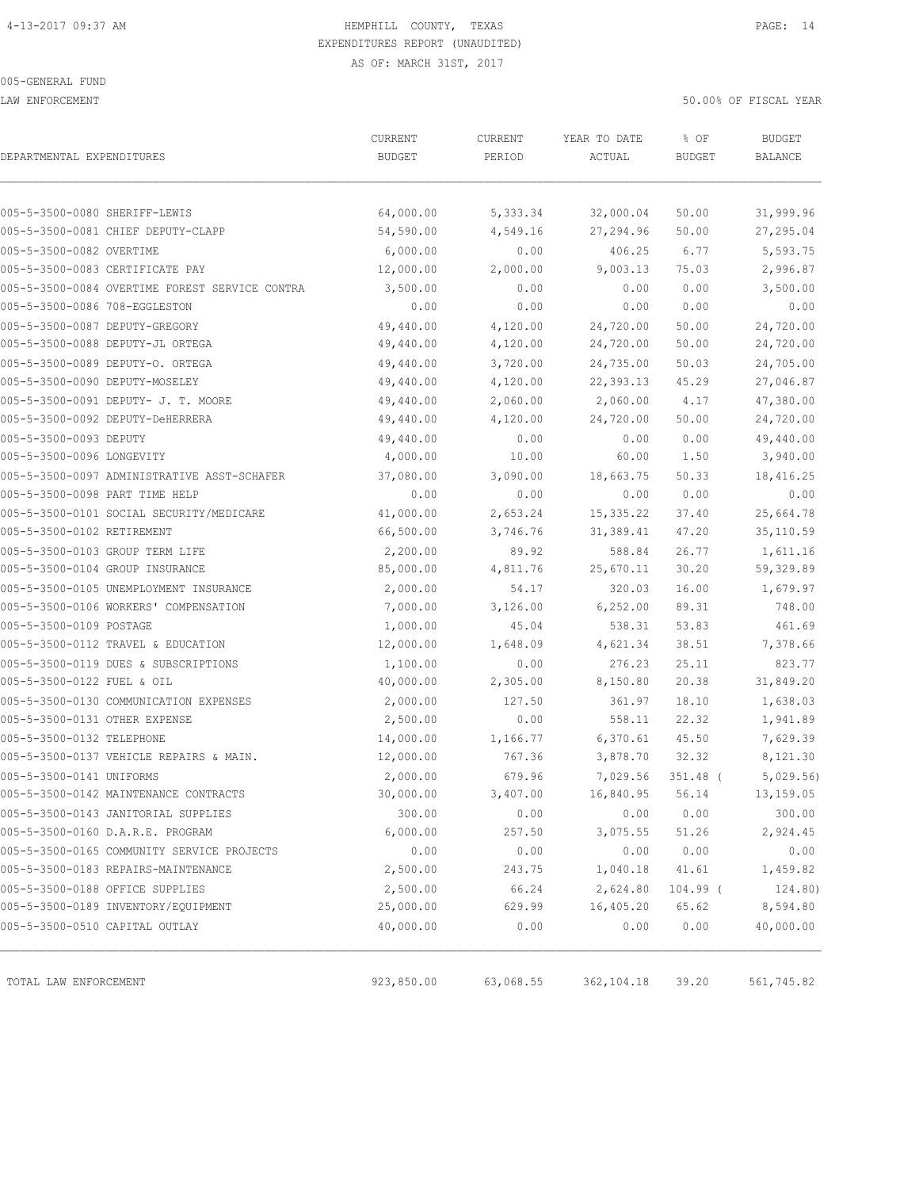4-13-2017 09:37 AM

# HEMPHILL COUNTY, TEXAS
## EXPENDITURES REPORT (UNAUDITED)
AS OF: MARCH 31ST, 2017

005-GENERAL FUND

LAW ENFORCEMENT — 50.00% OF FISCAL YEAR

| DEPARTMENTAL EXPENDITURES | CURRENT BUDGET | CURRENT PERIOD | YEAR TO DATE ACTUAL | % OF BUDGET | BUDGET BALANCE |
|---|---|---|---|---|---|
| 005-5-3500-0080 SHERIFF-LEWIS | 64,000.00 | 5,333.34 | 32,000.04 | 50.00 | 31,999.96 |
| 005-5-3500-0081 CHIEF DEPUTY-CLAPP | 54,590.00 | 4,549.16 | 27,294.96 | 50.00 | 27,295.04 |
| 005-5-3500-0082 OVERTIME | 6,000.00 | 0.00 | 406.25 | 6.77 | 5,593.75 |
| 005-5-3500-0083 CERTIFICATE PAY | 12,000.00 | 2,000.00 | 9,003.13 | 75.03 | 2,996.87 |
| 005-5-3500-0084 OVERTIME FOREST SERVICE CONTRA | 3,500.00 | 0.00 | 0.00 | 0.00 | 3,500.00 |
| 005-5-3500-0086 708-EGGLESTON | 0.00 | 0.00 | 0.00 | 0.00 | 0.00 |
| 005-5-3500-0087 DEPUTY-GREGORY | 49,440.00 | 4,120.00 | 24,720.00 | 50.00 | 24,720.00 |
| 005-5-3500-0088 DEPUTY-JL ORTEGA | 49,440.00 | 4,120.00 | 24,720.00 | 50.00 | 24,720.00 |
| 005-5-3500-0089 DEPUTY-O. ORTEGA | 49,440.00 | 3,720.00 | 24,735.00 | 50.03 | 24,705.00 |
| 005-5-3500-0090 DEPUTY-MOSELEY | 49,440.00 | 4,120.00 | 22,393.13 | 45.29 | 27,046.87 |
| 005-5-3500-0091 DEPUTY- J. T. MOORE | 49,440.00 | 2,060.00 | 2,060.00 | 4.17 | 47,380.00 |
| 005-5-3500-0092 DEPUTY-DeHERRERA | 49,440.00 | 4,120.00 | 24,720.00 | 50.00 | 24,720.00 |
| 005-5-3500-0093 DEPUTY | 49,440.00 | 0.00 | 0.00 | 0.00 | 49,440.00 |
| 005-5-3500-0096 LONGEVITY | 4,000.00 | 10.00 | 60.00 | 1.50 | 3,940.00 |
| 005-5-3500-0097 ADMINISTRATIVE ASST-SCHAFER | 37,080.00 | 3,090.00 | 18,663.75 | 50.33 | 18,416.25 |
| 005-5-3500-0098 PART TIME HELP | 0.00 | 0.00 | 0.00 | 0.00 | 0.00 |
| 005-5-3500-0101 SOCIAL SECURITY/MEDICARE | 41,000.00 | 2,653.24 | 15,335.22 | 37.40 | 25,664.78 |
| 005-5-3500-0102 RETIREMENT | 66,500.00 | 3,746.76 | 31,389.41 | 47.20 | 35,110.59 |
| 005-5-3500-0103 GROUP TERM LIFE | 2,200.00 | 89.92 | 588.84 | 26.77 | 1,611.16 |
| 005-5-3500-0104 GROUP INSURANCE | 85,000.00 | 4,811.76 | 25,670.11 | 30.20 | 59,329.89 |
| 005-5-3500-0105 UNEMPLOYMENT INSURANCE | 2,000.00 | 54.17 | 320.03 | 16.00 | 1,679.97 |
| 005-5-3500-0106 WORKERS' COMPENSATION | 7,000.00 | 3,126.00 | 6,252.00 | 89.31 | 748.00 |
| 005-5-3500-0109 POSTAGE | 1,000.00 | 45.04 | 538.31 | 53.83 | 461.69 |
| 005-5-3500-0112 TRAVEL & EDUCATION | 12,000.00 | 1,648.09 | 4,621.34 | 38.51 | 7,378.66 |
| 005-5-3500-0119 DUES & SUBSCRIPTIONS | 1,100.00 | 0.00 | 276.23 | 25.11 | 823.77 |
| 005-5-3500-0122 FUEL & OIL | 40,000.00 | 2,305.00 | 8,150.80 | 20.38 | 31,849.20 |
| 005-5-3500-0130 COMMUNICATION EXPENSES | 2,000.00 | 127.50 | 361.97 | 18.10 | 1,638.03 |
| 005-5-3500-0131 OTHER EXPENSE | 2,500.00 | 0.00 | 558.11 | 22.32 | 1,941.89 |
| 005-5-3500-0132 TELEPHONE | 14,000.00 | 1,166.77 | 6,370.61 | 45.50 | 7,629.39 |
| 005-5-3500-0137 VEHICLE REPAIRS & MAIN. | 12,000.00 | 767.36 | 3,878.70 | 32.32 | 8,121.30 |
| 005-5-3500-0141 UNIFORMS | 2,000.00 | 679.96 | 7,029.56 | 351.48 ( | 5,029.56) |
| 005-5-3500-0142 MAINTENANCE CONTRACTS | 30,000.00 | 3,407.00 | 16,840.95 | 56.14 | 13,159.05 |
| 005-5-3500-0143 JANITORIAL SUPPLIES | 300.00 | 0.00 | 0.00 | 0.00 | 300.00 |
| 005-5-3500-0160 D.A.R.E. PROGRAM | 6,000.00 | 257.50 | 3,075.55 | 51.26 | 2,924.45 |
| 005-5-3500-0165 COMMUNITY SERVICE PROJECTS | 0.00 | 0.00 | 0.00 | 0.00 | 0.00 |
| 005-5-3500-0183 REPAIRS-MAINTENANCE | 2,500.00 | 243.75 | 1,040.18 | 41.61 | 1,459.82 |
| 005-5-3500-0188 OFFICE SUPPLIES | 2,500.00 | 66.24 | 2,624.80 | 104.99 ( | 124.80) |
| 005-5-3500-0189 INVENTORY/EQUIPMENT | 25,000.00 | 629.99 | 16,405.20 | 65.62 | 8,594.80 |
| 005-5-3500-0510 CAPITAL OUTLAY | 40,000.00 | 0.00 | 0.00 | 0.00 | 40,000.00 |
| TOTAL LAW ENFORCEMENT | 923,850.00 | 63,068.55 | 362,104.18 | 39.20 | 561,745.82 |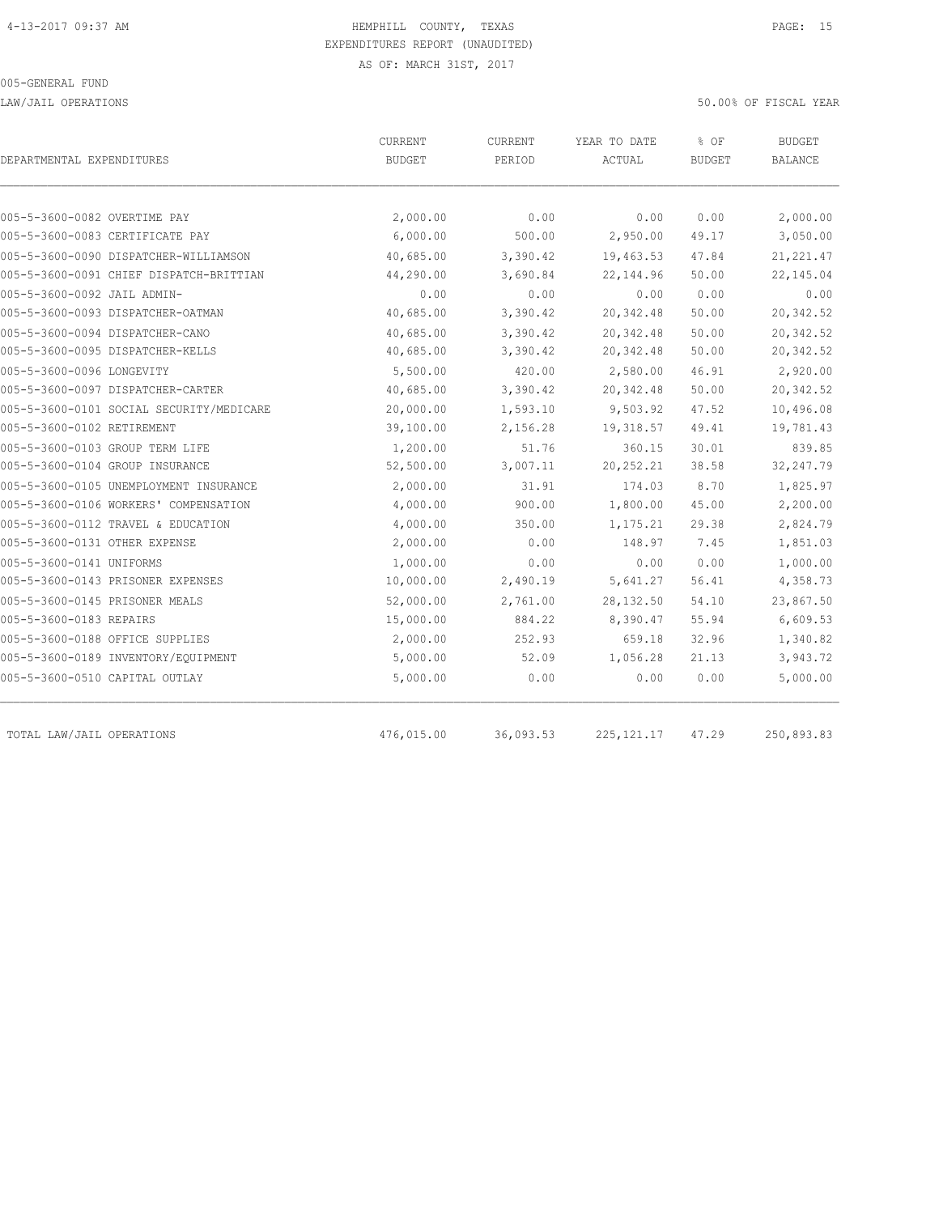HEMPHILL COUNTY, TEXAS
EXPENDITURES REPORT (UNAUDITED)
AS OF: MARCH 31ST, 2017

005-GENERAL FUND

LAW/JAIL OPERATIONS

50.00% OF FISCAL YEAR

| DEPARTMENTAL EXPENDITURES | CURRENT BUDGET | CURRENT PERIOD | YEAR TO DATE ACTUAL | % OF BUDGET | BUDGET BALANCE |
|---|---|---|---|---|---|
| 005-5-3600-0082 OVERTIME PAY | 2,000.00 | 0.00 | 0.00 | 0.00 | 2,000.00 |
| 005-5-3600-0083 CERTIFICATE PAY | 6,000.00 | 500.00 | 2,950.00 | 49.17 | 3,050.00 |
| 005-5-3600-0090 DISPATCHER-WILLIAMSON | 40,685.00 | 3,390.42 | 19,463.53 | 47.84 | 21,221.47 |
| 005-5-3600-0091 CHIEF DISPATCH-BRITTIAN | 44,290.00 | 3,690.84 | 22,144.96 | 50.00 | 22,145.04 |
| 005-5-3600-0092 JAIL ADMIN- | 0.00 | 0.00 | 0.00 | 0.00 | 0.00 |
| 005-5-3600-0093 DISPATCHER-OATMAN | 40,685.00 | 3,390.42 | 20,342.48 | 50.00 | 20,342.52 |
| 005-5-3600-0094 DISPATCHER-CANO | 40,685.00 | 3,390.42 | 20,342.48 | 50.00 | 20,342.52 |
| 005-5-3600-0095 DISPATCHER-KELLS | 40,685.00 | 3,390.42 | 20,342.48 | 50.00 | 20,342.52 |
| 005-5-3600-0096 LONGEVITY | 5,500.00 | 420.00 | 2,580.00 | 46.91 | 2,920.00 |
| 005-5-3600-0097 DISPATCHER-CARTER | 40,685.00 | 3,390.42 | 20,342.48 | 50.00 | 20,342.52 |
| 005-5-3600-0101 SOCIAL SECURITY/MEDICARE | 20,000.00 | 1,593.10 | 9,503.92 | 47.52 | 10,496.08 |
| 005-5-3600-0102 RETIREMENT | 39,100.00 | 2,156.28 | 19,318.57 | 49.41 | 19,781.43 |
| 005-5-3600-0103 GROUP TERM LIFE | 1,200.00 | 51.76 | 360.15 | 30.01 | 839.85 |
| 005-5-3600-0104 GROUP INSURANCE | 52,500.00 | 3,007.11 | 20,252.21 | 38.58 | 32,247.79 |
| 005-5-3600-0105 UNEMPLOYMENT INSURANCE | 2,000.00 | 31.91 | 174.03 | 8.70 | 1,825.97 |
| 005-5-3600-0106 WORKERS' COMPENSATION | 4,000.00 | 900.00 | 1,800.00 | 45.00 | 2,200.00 |
| 005-5-3600-0112 TRAVEL & EDUCATION | 4,000.00 | 350.00 | 1,175.21 | 29.38 | 2,824.79 |
| 005-5-3600-0131 OTHER EXPENSE | 2,000.00 | 0.00 | 148.97 | 7.45 | 1,851.03 |
| 005-5-3600-0141 UNIFORMS | 1,000.00 | 0.00 | 0.00 | 0.00 | 1,000.00 |
| 005-5-3600-0143 PRISONER EXPENSES | 10,000.00 | 2,490.19 | 5,641.27 | 56.41 | 4,358.73 |
| 005-5-3600-0145 PRISONER MEALS | 52,000.00 | 2,761.00 | 28,132.50 | 54.10 | 23,867.50 |
| 005-5-3600-0183 REPAIRS | 15,000.00 | 884.22 | 8,390.47 | 55.94 | 6,609.53 |
| 005-5-3600-0188 OFFICE SUPPLIES | 2,000.00 | 252.93 | 659.18 | 32.96 | 1,340.82 |
| 005-5-3600-0189 INVENTORY/EQUIPMENT | 5,000.00 | 52.09 | 1,056.28 | 21.13 | 3,943.72 |
| 005-5-3600-0510 CAPITAL OUTLAY | 5,000.00 | 0.00 | 0.00 | 0.00 | 5,000.00 |
| TOTAL LAW/JAIL OPERATIONS | 476,015.00 | 36,093.53 | 225,121.17 | 47.29 | 250,893.83 |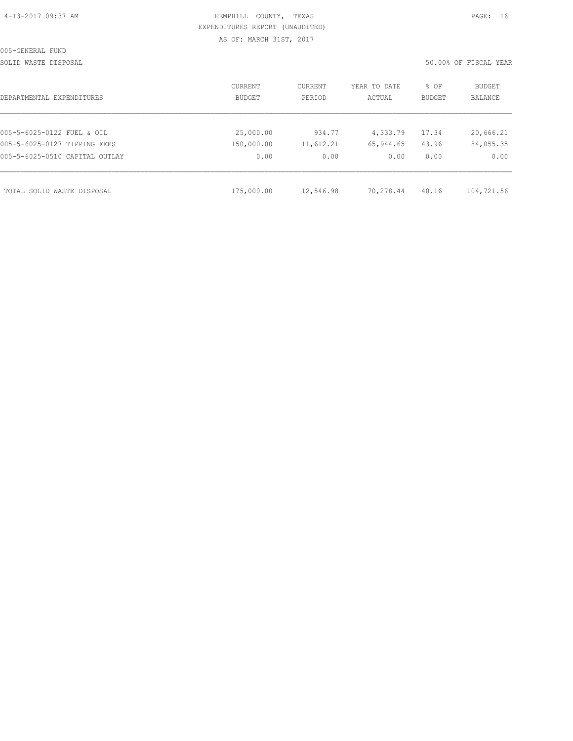HEMPHILL COUNTY, TEXAS
EXPENDITURES REPORT (UNAUDITED)
AS OF: MARCH 31ST, 2017

005-GENERAL FUND

SOLID WASTE DISPOSAL

50.00% OF FISCAL YEAR

| DEPARTMENTAL EXPENDITURES | CURRENT BUDGET | CURRENT PERIOD | YEAR TO DATE ACTUAL | % OF BUDGET | BUDGET BALANCE |
|---|---|---|---|---|---|
| 005-5-6025-0122 FUEL & OIL | 25,000.00 | 934.77 | 4,333.79 | 17.34 | 20,666.21 |
| 005-5-6025-0127 TIPPING FEES | 150,000.00 | 11,612.21 | 65,944.65 | 43.96 | 84,055.35 |
| 005-5-6025-0510 CAPITAL OUTLAY | 0.00 | 0.00 | 0.00 | 0.00 | 0.00 |
| TOTAL SOLID WASTE DISPOSAL | 175,000.00 | 12,546.98 | 70,278.44 | 40.16 | 104,721.56 |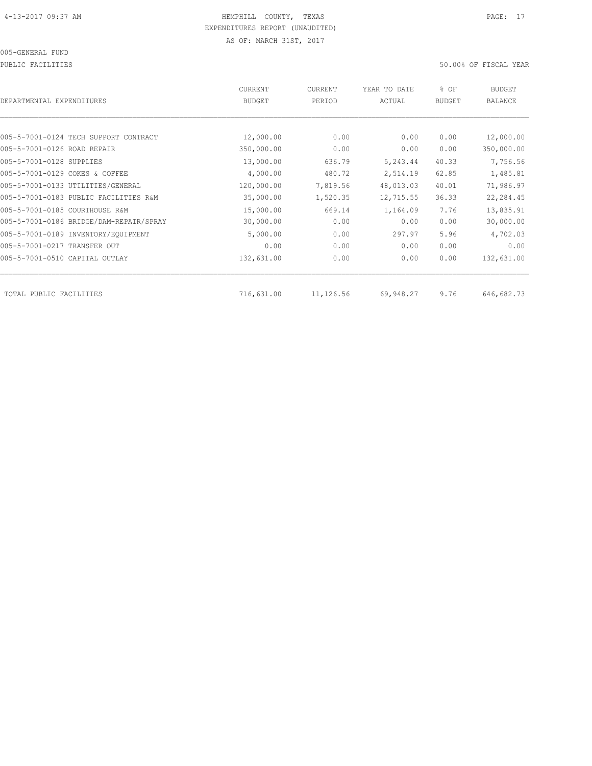HEMPHILL COUNTY, TEXAS
EXPENDITURES REPORT (UNAUDITED)
AS OF: MARCH 31ST, 2017

005-GENERAL FUND

PUBLIC FACILITIES

50.00% OF FISCAL YEAR

| DEPARTMENTAL EXPENDITURES | CURRENT BUDGET | CURRENT PERIOD | YEAR TO DATE ACTUAL | % OF BUDGET | BUDGET BALANCE |
|---|---|---|---|---|---|
| 005-5-7001-0124 TECH SUPPORT CONTRACT | 12,000.00 | 0.00 | 0.00 | 0.00 | 12,000.00 |
| 005-5-7001-0126 ROAD REPAIR | 350,000.00 | 0.00 | 0.00 | 0.00 | 350,000.00 |
| 005-5-7001-0128 SUPPLIES | 13,000.00 | 636.79 | 5,243.44 | 40.33 | 7,756.56 |
| 005-5-7001-0129 COKES & COFFEE | 4,000.00 | 480.72 | 2,514.19 | 62.85 | 1,485.81 |
| 005-5-7001-0133 UTILITIES/GENERAL | 120,000.00 | 7,819.56 | 48,013.03 | 40.01 | 71,986.97 |
| 005-5-7001-0183 PUBLIC FACILITIES R&M | 35,000.00 | 1,520.35 | 12,715.55 | 36.33 | 22,284.45 |
| 005-5-7001-0185 COURTHOUSE R&M | 15,000.00 | 669.14 | 1,164.09 | 7.76 | 13,835.91 |
| 005-5-7001-0186 BRIDGE/DAM-REPAIR/SPRAY | 30,000.00 | 0.00 | 0.00 | 0.00 | 30,000.00 |
| 005-5-7001-0189 INVENTORY/EQUIPMENT | 5,000.00 | 0.00 | 297.97 | 5.96 | 4,702.03 |
| 005-5-7001-0217 TRANSFER OUT | 0.00 | 0.00 | 0.00 | 0.00 | 0.00 |
| 005-5-7001-0510 CAPITAL OUTLAY | 132,631.00 | 0.00 | 0.00 | 0.00 | 132,631.00 |
| TOTAL PUBLIC FACILITIES | 716,631.00 | 11,126.56 | 69,948.27 | 9.76 | 646,682.73 |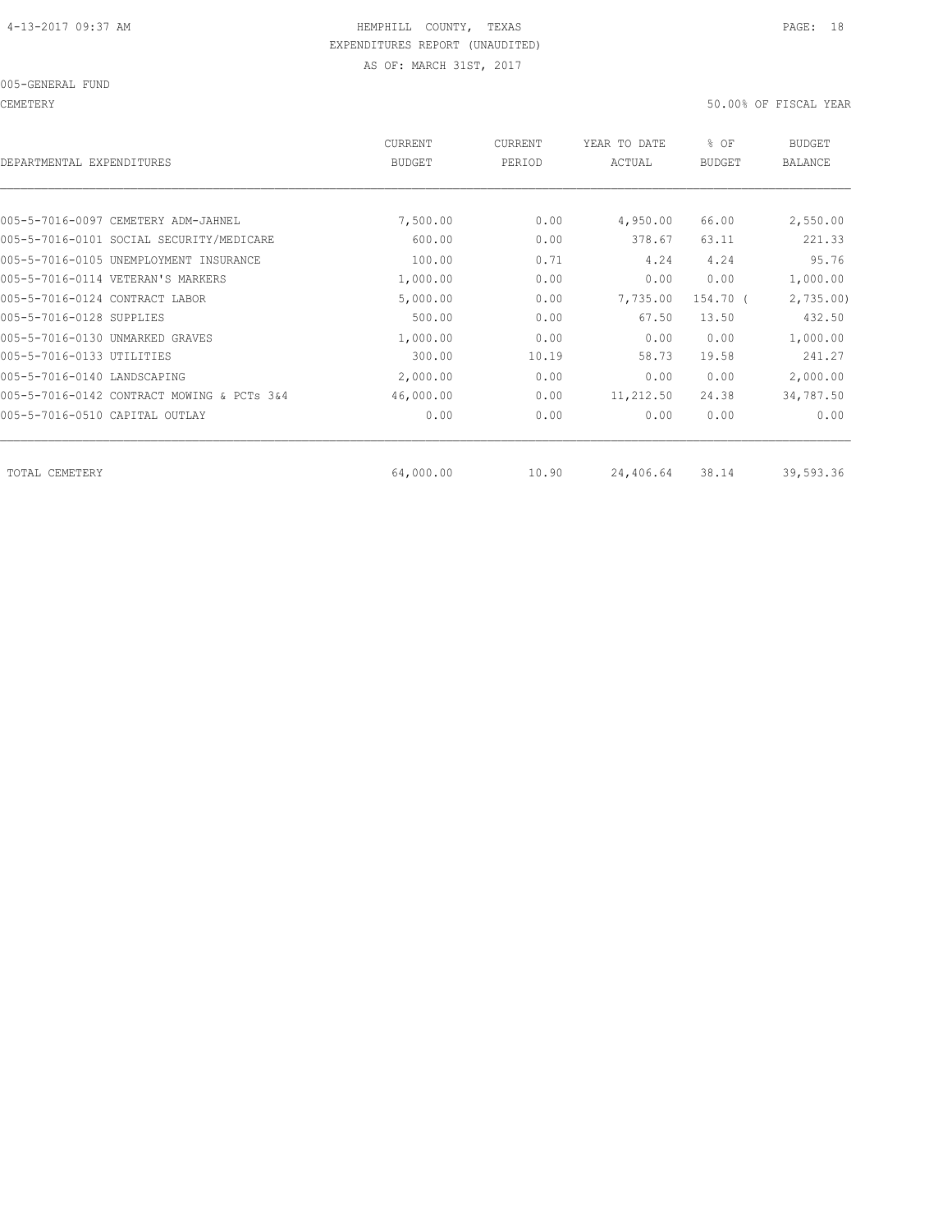HEMPHILL COUNTY, TEXAS
EXPENDITURES REPORT (UNAUDITED)
AS OF: MARCH 31ST, 2017

005-GENERAL FUND

CEMETERY

50.00% OF FISCAL YEAR

| DEPARTMENTAL EXPENDITURES | CURRENT BUDGET | CURRENT PERIOD | YEAR TO DATE ACTUAL | % OF BUDGET | BUDGET BALANCE |
|---|---|---|---|---|---|
| 005-5-7016-0097 CEMETERY ADM-JAHNEL | 7,500.00 | 0.00 | 4,950.00 | 66.00 | 2,550.00 |
| 005-5-7016-0101 SOCIAL SECURITY/MEDICARE | 600.00 | 0.00 | 378.67 | 63.11 | 221.33 |
| 005-5-7016-0105 UNEMPLOYMENT INSURANCE | 100.00 | 0.71 | 4.24 | 4.24 | 95.76 |
| 005-5-7016-0114 VETERAN'S MARKERS | 1,000.00 | 0.00 | 0.00 | 0.00 | 1,000.00 |
| 005-5-7016-0124 CONTRACT LABOR | 5,000.00 | 0.00 | 7,735.00 | 154.70 ( | 2,735.00) |
| 005-5-7016-0128 SUPPLIES | 500.00 | 0.00 | 67.50 | 13.50 | 432.50 |
| 005-5-7016-0130 UNMARKED GRAVES | 1,000.00 | 0.00 | 0.00 | 0.00 | 1,000.00 |
| 005-5-7016-0133 UTILITIES | 300.00 | 10.19 | 58.73 | 19.58 | 241.27 |
| 005-5-7016-0140 LANDSCAPING | 2,000.00 | 0.00 | 0.00 | 0.00 | 2,000.00 |
| 005-5-7016-0142 CONTRACT MOWING & PCTs 3&4 | 46,000.00 | 0.00 | 11,212.50 | 24.38 | 34,787.50 |
| 005-5-7016-0510 CAPITAL OUTLAY | 0.00 | 0.00 | 0.00 | 0.00 | 0.00 |
| TOTAL CEMETERY | 64,000.00 | 10.90 | 24,406.64 | 38.14 | 39,593.36 |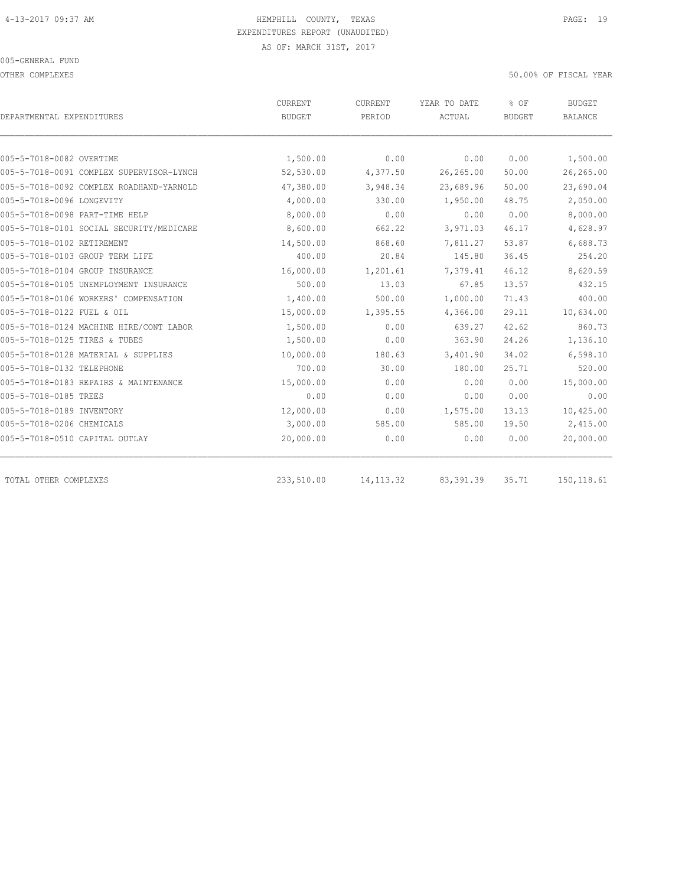HEMPHILL COUNTY, TEXAS
EXPENDITURES REPORT (UNAUDITED)
AS OF: MARCH 31ST, 2017

005-GENERAL FUND

OTHER COMPLEXES

50.00% OF FISCAL YEAR

| DEPARTMENTAL EXPENDITURES | CURRENT BUDGET | CURRENT PERIOD | YEAR TO DATE ACTUAL | % OF BUDGET | BUDGET BALANCE |
|---|---|---|---|---|---|
| 005-5-7018-0082 OVERTIME | 1,500.00 | 0.00 | 0.00 | 0.00 | 1,500.00 |
| 005-5-7018-0091 COMPLEX SUPERVISOR-LYNCH | 52,530.00 | 4,377.50 | 26,265.00 | 50.00 | 26,265.00 |
| 005-5-7018-0092 COMPLEX ROADHAND-YARNOLD | 47,380.00 | 3,948.34 | 23,689.96 | 50.00 | 23,690.04 |
| 005-5-7018-0096 LONGEVITY | 4,000.00 | 330.00 | 1,950.00 | 48.75 | 2,050.00 |
| 005-5-7018-0098 PART-TIME HELP | 8,000.00 | 0.00 | 0.00 | 0.00 | 8,000.00 |
| 005-5-7018-0101 SOCIAL SECURITY/MEDICARE | 8,600.00 | 662.22 | 3,971.03 | 46.17 | 4,628.97 |
| 005-5-7018-0102 RETIREMENT | 14,500.00 | 868.60 | 7,811.27 | 53.87 | 6,688.73 |
| 005-5-7018-0103 GROUP TERM LIFE | 400.00 | 20.84 | 145.80 | 36.45 | 254.20 |
| 005-5-7018-0104 GROUP INSURANCE | 16,000.00 | 1,201.61 | 7,379.41 | 46.12 | 8,620.59 |
| 005-5-7018-0105 UNEMPLOYMENT INSURANCE | 500.00 | 13.03 | 67.85 | 13.57 | 432.15 |
| 005-5-7018-0106 WORKERS' COMPENSATION | 1,400.00 | 500.00 | 1,000.00 | 71.43 | 400.00 |
| 005-5-7018-0122 FUEL & OIL | 15,000.00 | 1,395.55 | 4,366.00 | 29.11 | 10,634.00 |
| 005-5-7018-0124 MACHINE HIRE/CONT LABOR | 1,500.00 | 0.00 | 639.27 | 42.62 | 860.73 |
| 005-5-7018-0125 TIRES & TUBES | 1,500.00 | 0.00 | 363.90 | 24.26 | 1,136.10 |
| 005-5-7018-0128 MATERIAL & SUPPLIES | 10,000.00 | 180.63 | 3,401.90 | 34.02 | 6,598.10 |
| 005-5-7018-0132 TELEPHONE | 700.00 | 30.00 | 180.00 | 25.71 | 520.00 |
| 005-5-7018-0183 REPAIRS & MAINTENANCE | 15,000.00 | 0.00 | 0.00 | 0.00 | 15,000.00 |
| 005-5-7018-0185 TREES | 0.00 | 0.00 | 0.00 | 0.00 | 0.00 |
| 005-5-7018-0189 INVENTORY | 12,000.00 | 0.00 | 1,575.00 | 13.13 | 10,425.00 |
| 005-5-7018-0206 CHEMICALS | 3,000.00 | 585.00 | 585.00 | 19.50 | 2,415.00 |
| 005-5-7018-0510 CAPITAL OUTLAY | 20,000.00 | 0.00 | 0.00 | 0.00 | 20,000.00 |
| TOTAL OTHER COMPLEXES | 233,510.00 | 14,113.32 | 83,391.39 | 35.71 | 150,118.61 |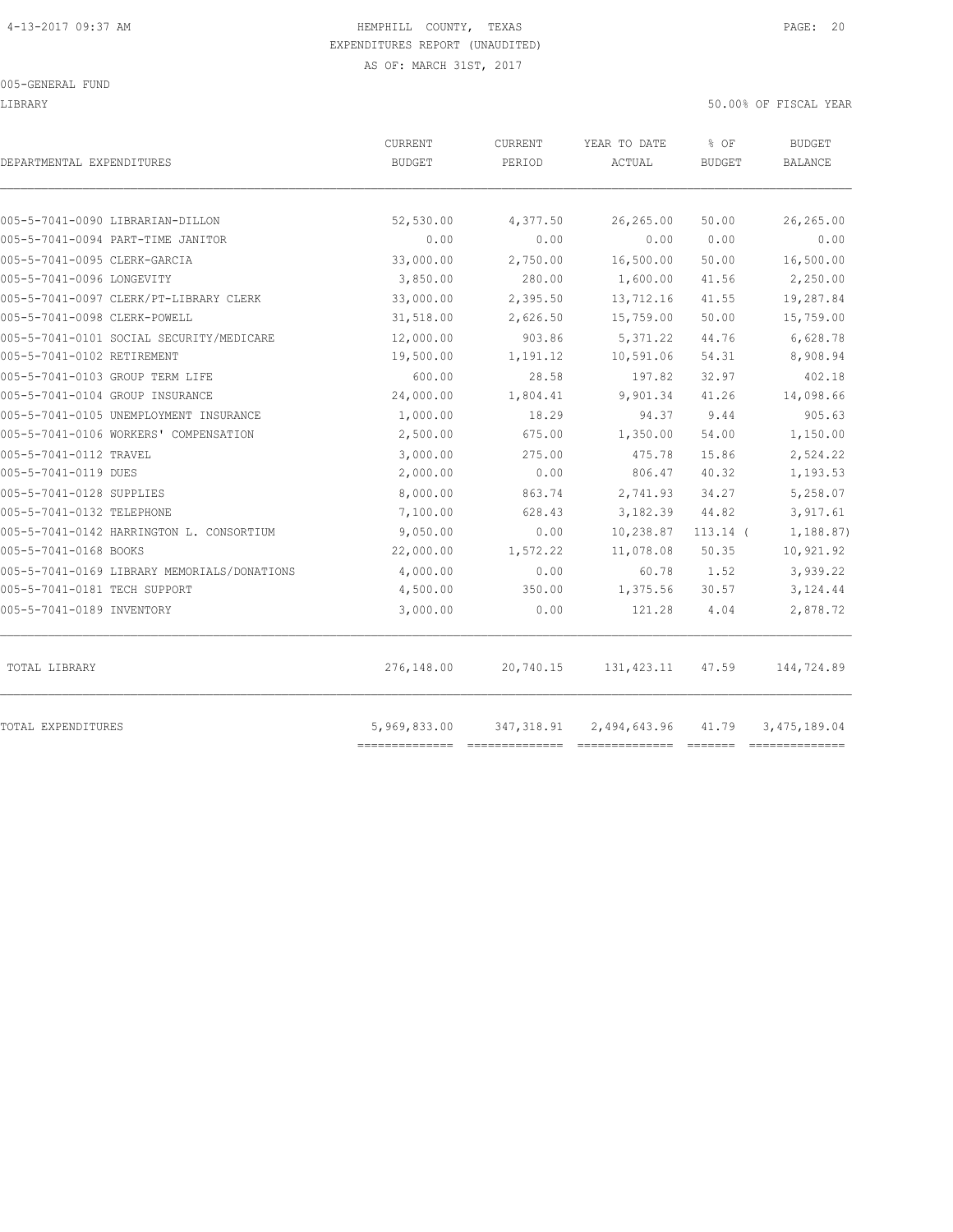# HEMPHILL COUNTY, TEXAS

EXPENDITURES REPORT (UNAUDITED)

AS OF: MARCH 31ST, 2017

005-GENERAL FUND

LIBRARY — 50.00% OF FISCAL YEAR

| DEPARTMENTAL EXPENDITURES | CURRENT BUDGET | CURRENT PERIOD | YEAR TO DATE ACTUAL | % OF BUDGET | BUDGET BALANCE |
|---|---|---|---|---|---|
| 005-5-7041-0090 LIBRARIAN-DILLON | 52,530.00 | 4,377.50 | 26,265.00 | 50.00 | 26,265.00 |
| 005-5-7041-0094 PART-TIME JANITOR | 0.00 | 0.00 | 0.00 | 0.00 | 0.00 |
| 005-5-7041-0095 CLERK-GARCIA | 33,000.00 | 2,750.00 | 16,500.00 | 50.00 | 16,500.00 |
| 005-5-7041-0096 LONGEVITY | 3,850.00 | 280.00 | 1,600.00 | 41.56 | 2,250.00 |
| 005-5-7041-0097 CLERK/PT-LIBRARY CLERK | 33,000.00 | 2,395.50 | 13,712.16 | 41.55 | 19,287.84 |
| 005-5-7041-0098 CLERK-POWELL | 31,518.00 | 2,626.50 | 15,759.00 | 50.00 | 15,759.00 |
| 005-5-7041-0101 SOCIAL SECURITY/MEDICARE | 12,000.00 | 903.86 | 5,371.22 | 44.76 | 6,628.78 |
| 005-5-7041-0102 RETIREMENT | 19,500.00 | 1,191.12 | 10,591.06 | 54.31 | 8,908.94 |
| 005-5-7041-0103 GROUP TERM LIFE | 600.00 | 28.58 | 197.82 | 32.97 | 402.18 |
| 005-5-7041-0104 GROUP INSURANCE | 24,000.00 | 1,804.41 | 9,901.34 | 41.26 | 14,098.66 |
| 005-5-7041-0105 UNEMPLOYMENT INSURANCE | 1,000.00 | 18.29 | 94.37 | 9.44 | 905.63 |
| 005-5-7041-0106 WORKERS' COMPENSATION | 2,500.00 | 675.00 | 1,350.00 | 54.00 | 1,150.00 |
| 005-5-7041-0112 TRAVEL | 3,000.00 | 275.00 | 475.78 | 15.86 | 2,524.22 |
| 005-5-7041-0119 DUES | 2,000.00 | 0.00 | 806.47 | 40.32 | 1,193.53 |
| 005-5-7041-0128 SUPPLIES | 8,000.00 | 863.74 | 2,741.93 | 34.27 | 5,258.07 |
| 005-5-7041-0132 TELEPHONE | 7,100.00 | 628.43 | 3,182.39 | 44.82 | 3,917.61 |
| 005-5-7041-0142 HARRINGTON L. CONSORTIUM | 9,050.00 | 0.00 | 10,238.87 | 113.14 | (1,188.87) |
| 005-5-7041-0168 BOOKS | 22,000.00 | 1,572.22 | 11,078.08 | 50.35 | 10,921.92 |
| 005-5-7041-0169 LIBRARY MEMORIALS/DONATIONS | 4,000.00 | 0.00 | 60.78 | 1.52 | 3,939.22 |
| 005-5-7041-0181 TECH SUPPORT | 4,500.00 | 350.00 | 1,375.56 | 30.57 | 3,124.44 |
| 005-5-7041-0189 INVENTORY | 3,000.00 | 0.00 | 121.28 | 4.04 | 2,878.72 |
| TOTAL LIBRARY | 276,148.00 | 20,740.15 | 131,423.11 | 47.59 | 144,724.89 |
| TOTAL EXPENDITURES | 5,969,833.00 | 347,318.91 | 2,494,643.96 | 41.79 | 3,475,189.04 |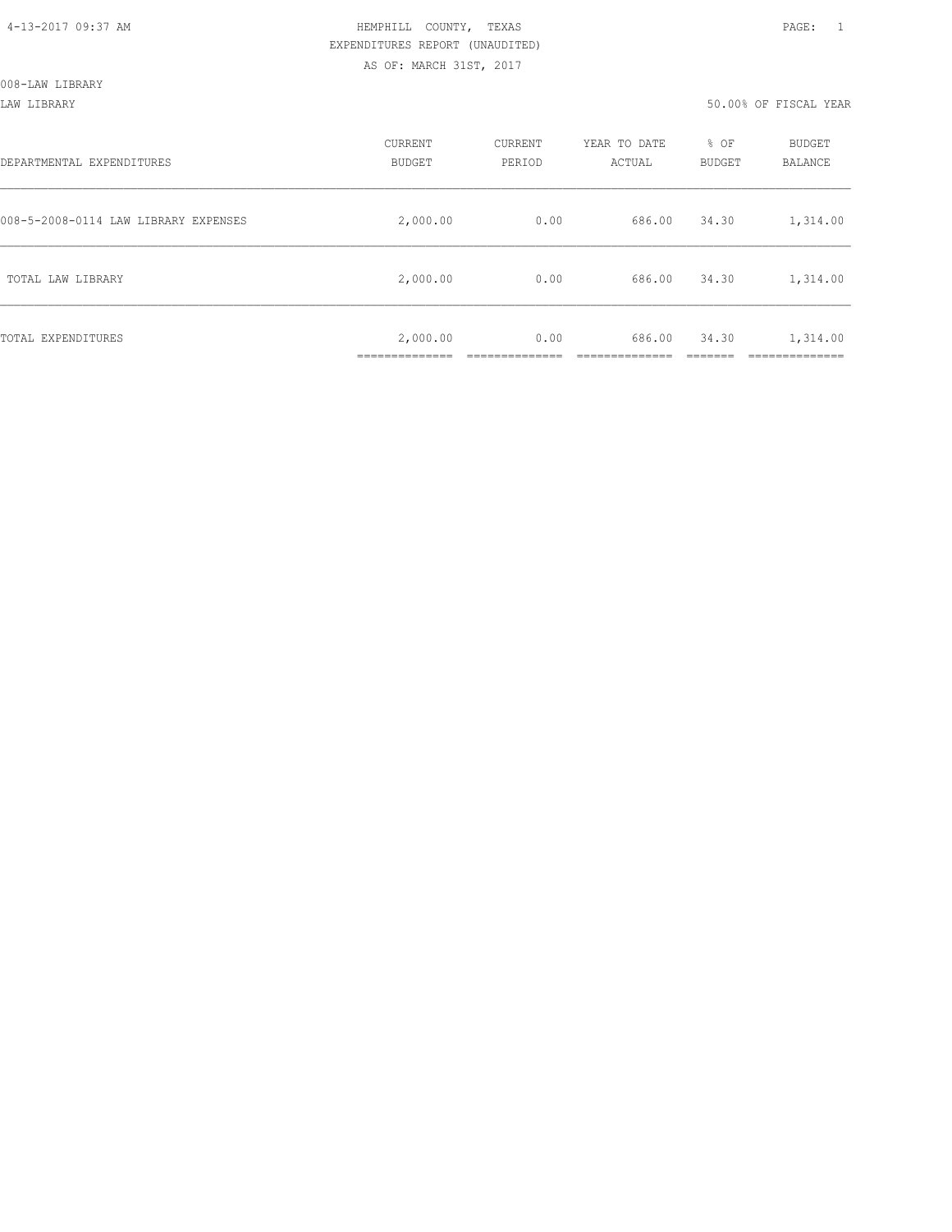HEMPHILL COUNTY, TEXAS
EXPENDITURES REPORT (UNAUDITED)
AS OF: MARCH 31ST, 2017

008-LAW LIBRARY

LAW LIBRARY — 50.00% OF FISCAL YEAR

| DEPARTMENTAL EXPENDITURES | CURRENT BUDGET | CURRENT PERIOD | YEAR TO DATE ACTUAL | % OF BUDGET | BUDGET BALANCE |
|---|---|---|---|---|---|
| 008-5-2008-0114 LAW LIBRARY EXPENSES | 2,000.00 | 0.00 | 686.00 | 34.30 | 1,314.00 |
| TOTAL LAW LIBRARY | 2,000.00 | 0.00 | 686.00 | 34.30 | 1,314.00 |
| TOTAL EXPENDITURES | 2,000.00 | 0.00 | 686.00 | 34.30 | 1,314.00 |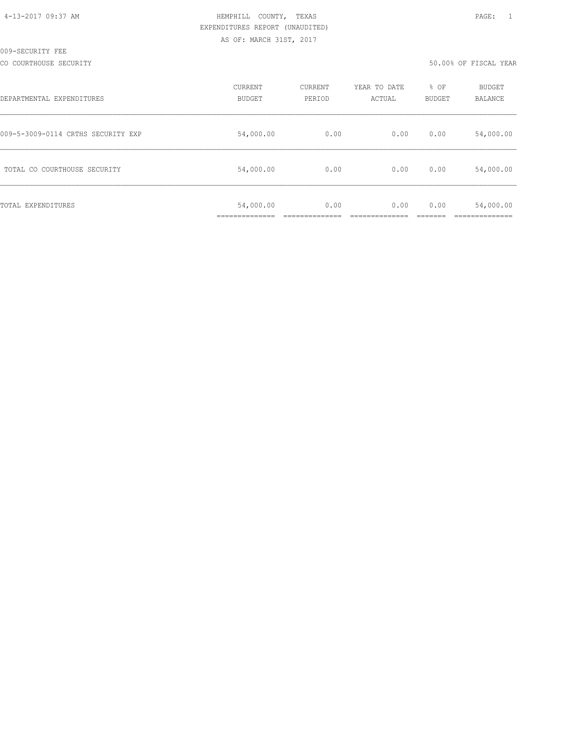HEMPHILL COUNTY, TEXAS
EXPENDITURES REPORT (UNAUDITED)
AS OF: MARCH 31ST, 2017

009-SECURITY FEE

CO COURTHOUSE SECURITY — 50.00% OF FISCAL YEAR

| DEPARTMENTAL EXPENDITURES | CURRENT BUDGET | CURRENT PERIOD | YEAR TO DATE ACTUAL | % OF BUDGET | BUDGET BALANCE |
|---|---|---|---|---|---|
| 009-5-3009-0114 CRTHS SECURITY EXP | 54,000.00 | 0.00 | 0.00 | 0.00 | 54,000.00 |
| TOTAL CO COURTHOUSE SECURITY | 54,000.00 | 0.00 | 0.00 | 0.00 | 54,000.00 |
| TOTAL EXPENDITURES | 54,000.00 | 0.00 | 0.00 | 0.00 | 54,000.00 |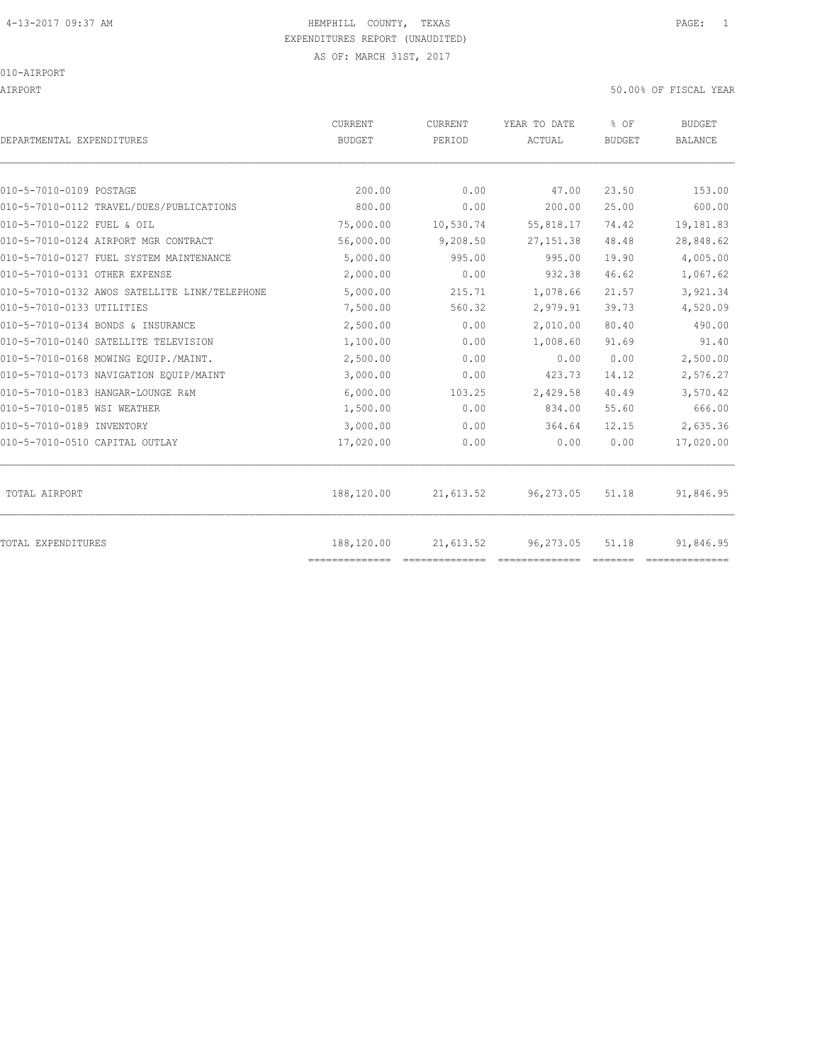4-13-2017 09:37 AM HEMPHILL COUNTY, TEXAS

EXPENDITURES REPORT (UNAUDITED)

AS OF: MARCH 31ST, 2017

010-AIRPORT

AIRPORT 50.00% OF FISCAL YEAR

| DEPARTMENTAL EXPENDITURES | CURRENT BUDGET | CURRENT PERIOD | YEAR TO DATE ACTUAL | % OF BUDGET | BUDGET BALANCE |
|---|---|---|---|---|---|
| 010-5-7010-0109 POSTAGE | 200.00 | 0.00 | 47.00 | 23.50 | 153.00 |
| 010-5-7010-0112 TRAVEL/DUES/PUBLICATIONS | 800.00 | 0.00 | 200.00 | 25.00 | 600.00 |
| 010-5-7010-0122 FUEL & OIL | 75,000.00 | 10,530.74 | 55,818.17 | 74.42 | 19,181.83 |
| 010-5-7010-0124 AIRPORT MGR CONTRACT | 56,000.00 | 9,208.50 | 27,151.38 | 48.48 | 28,848.62 |
| 010-5-7010-0127 FUEL SYSTEM MAINTENANCE | 5,000.00 | 995.00 | 995.00 | 19.90 | 4,005.00 |
| 010-5-7010-0131 OTHER EXPENSE | 2,000.00 | 0.00 | 932.38 | 46.62 | 1,067.62 |
| 010-5-7010-0132 AWOS SATELLITE LINK/TELEPHONE | 5,000.00 | 215.71 | 1,078.66 | 21.57 | 3,921.34 |
| 010-5-7010-0133 UTILITIES | 7,500.00 | 560.32 | 2,979.91 | 39.73 | 4,520.09 |
| 010-5-7010-0134 BONDS & INSURANCE | 2,500.00 | 0.00 | 2,010.00 | 80.40 | 490.00 |
| 010-5-7010-0140 SATELLITE TELEVISION | 1,100.00 | 0.00 | 1,008.60 | 91.69 | 91.40 |
| 010-5-7010-0168 MOWING EQUIP./MAINT. | 2,500.00 | 0.00 | 0.00 | 0.00 | 2,500.00 |
| 010-5-7010-0173 NAVIGATION EQUIP/MAINT | 3,000.00 | 0.00 | 423.73 | 14.12 | 2,576.27 |
| 010-5-7010-0183 HANGAR-LOUNGE R&M | 6,000.00 | 103.25 | 2,429.58 | 40.49 | 3,570.42 |
| 010-5-7010-0185 WSI WEATHER | 1,500.00 | 0.00 | 834.00 | 55.60 | 666.00 |
| 010-5-7010-0189 INVENTORY | 3,000.00 | 0.00 | 364.64 | 12.15 | 2,635.36 |
| 010-5-7010-0510 CAPITAL OUTLAY | 17,020.00 | 0.00 | 0.00 | 0.00 | 17,020.00 |
| TOTAL AIRPORT | 188,120.00 | 21,613.52 | 96,273.05 | 51.18 | 91,846.95 |
| TOTAL EXPENDITURES | 188,120.00 | 21,613.52 | 96,273.05 | 51.18 | 91,846.95 |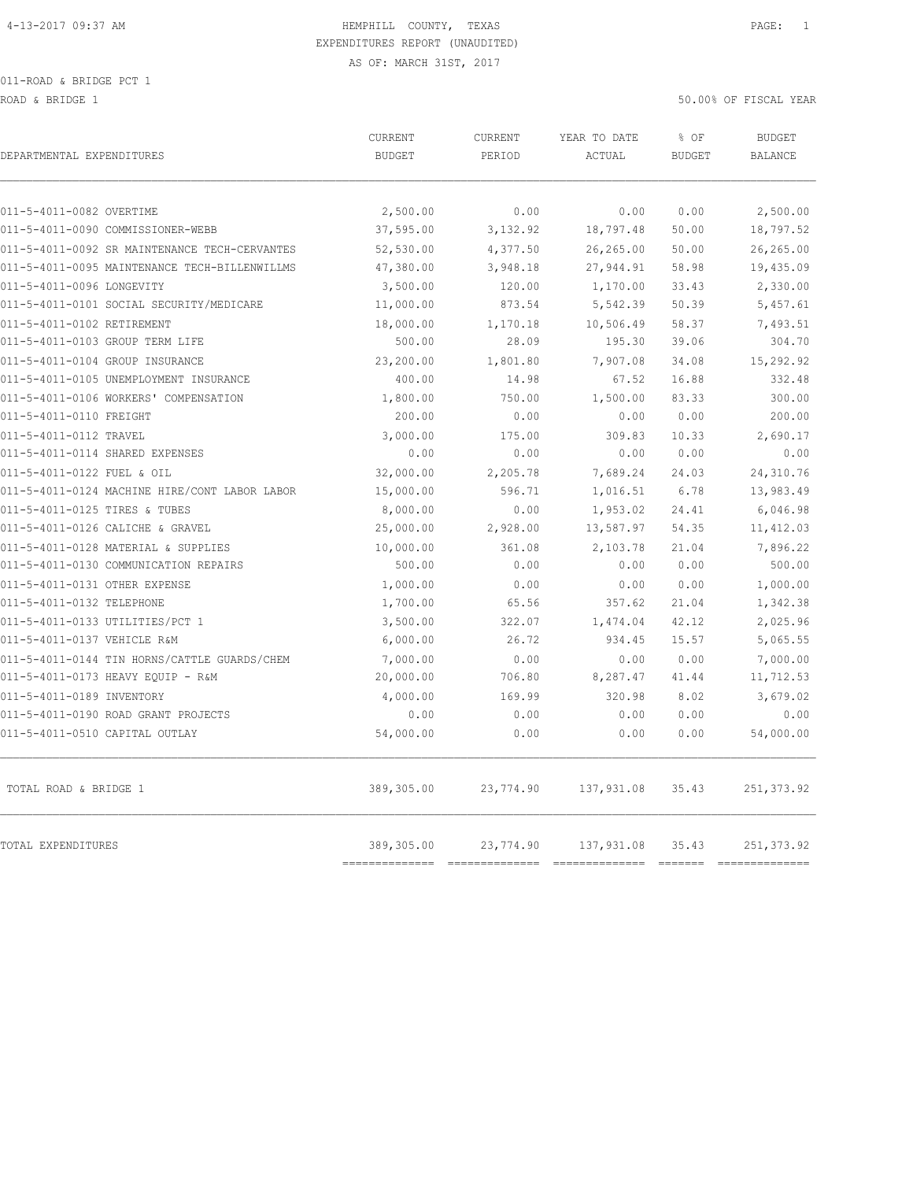HEMPHILL COUNTY, TEXAS
EXPENDITURES REPORT (UNAUDITED)
AS OF: MARCH 31ST, 2017

011-ROAD & BRIDGE PCT 1
ROAD & BRIDGE 1

50.00% OF FISCAL YEAR

| DEPARTMENTAL EXPENDITURES | CURRENT BUDGET | CURRENT PERIOD | YEAR TO DATE ACTUAL | % OF BUDGET | BUDGET BALANCE |
|---|---|---|---|---|---|
| 011-5-4011-0082 OVERTIME | 2,500.00 | 0.00 | 0.00 | 0.00 | 2,500.00 |
| 011-5-4011-0090 COMMISSIONER-WEBB | 37,595.00 | 3,132.92 | 18,797.48 | 50.00 | 18,797.52 |
| 011-5-4011-0092 SR MAINTENANCE TECH-CERVANTES | 52,530.00 | 4,377.50 | 26,265.00 | 50.00 | 26,265.00 |
| 011-5-4011-0095 MAINTENANCE TECH-BILLENWILLMS | 47,380.00 | 3,948.18 | 27,944.91 | 58.98 | 19,435.09 |
| 011-5-4011-0096 LONGEVITY | 3,500.00 | 120.00 | 1,170.00 | 33.43 | 2,330.00 |
| 011-5-4011-0101 SOCIAL SECURITY/MEDICARE | 11,000.00 | 873.54 | 5,542.39 | 50.39 | 5,457.61 |
| 011-5-4011-0102 RETIREMENT | 18,000.00 | 1,170.18 | 10,506.49 | 58.37 | 7,493.51 |
| 011-5-4011-0103 GROUP TERM LIFE | 500.00 | 28.09 | 195.30 | 39.06 | 304.70 |
| 011-5-4011-0104 GROUP INSURANCE | 23,200.00 | 1,801.80 | 7,907.08 | 34.08 | 15,292.92 |
| 011-5-4011-0105 UNEMPLOYMENT INSURANCE | 400.00 | 14.98 | 67.52 | 16.88 | 332.48 |
| 011-5-4011-0106 WORKERS' COMPENSATION | 1,800.00 | 750.00 | 1,500.00 | 83.33 | 300.00 |
| 011-5-4011-0110 FREIGHT | 200.00 | 0.00 | 0.00 | 0.00 | 200.00 |
| 011-5-4011-0112 TRAVEL | 3,000.00 | 175.00 | 309.83 | 10.33 | 2,690.17 |
| 011-5-4011-0114 SHARED EXPENSES | 0.00 | 0.00 | 0.00 | 0.00 | 0.00 |
| 011-5-4011-0122 FUEL & OIL | 32,000.00 | 2,205.78 | 7,689.24 | 24.03 | 24,310.76 |
| 011-5-4011-0124 MACHINE HIRE/CONT LABOR LABOR | 15,000.00 | 596.71 | 1,016.51 | 6.78 | 13,983.49 |
| 011-5-4011-0125 TIRES & TUBES | 8,000.00 | 0.00 | 1,953.02 | 24.41 | 6,046.98 |
| 011-5-4011-0126 CALICHE & GRAVEL | 25,000.00 | 2,928.00 | 13,587.97 | 54.35 | 11,412.03 |
| 011-5-4011-0128 MATERIAL & SUPPLIES | 10,000.00 | 361.08 | 2,103.78 | 21.04 | 7,896.22 |
| 011-5-4011-0130 COMMUNICATION REPAIRS | 500.00 | 0.00 | 0.00 | 0.00 | 500.00 |
| 011-5-4011-0131 OTHER EXPENSE | 1,000.00 | 0.00 | 0.00 | 0.00 | 1,000.00 |
| 011-5-4011-0132 TELEPHONE | 1,700.00 | 65.56 | 357.62 | 21.04 | 1,342.38 |
| 011-5-4011-0133 UTILITIES/PCT 1 | 3,500.00 | 322.07 | 1,474.04 | 42.12 | 2,025.96 |
| 011-5-4011-0137 VEHICLE R&M | 6,000.00 | 26.72 | 934.45 | 15.57 | 5,065.55 |
| 011-5-4011-0144 TIN HORNS/CATTLE GUARDS/CHEM | 7,000.00 | 0.00 | 0.00 | 0.00 | 7,000.00 |
| 011-5-4011-0173 HEAVY EQUIP - R&M | 20,000.00 | 706.80 | 8,287.47 | 41.44 | 11,712.53 |
| 011-5-4011-0189 INVENTORY | 4,000.00 | 169.99 | 320.98 | 8.02 | 3,679.02 |
| 011-5-4011-0190 ROAD GRANT PROJECTS | 0.00 | 0.00 | 0.00 | 0.00 | 0.00 |
| 011-5-4011-0510 CAPITAL OUTLAY | 54,000.00 | 0.00 | 0.00 | 0.00 | 54,000.00 |
| TOTAL ROAD & BRIDGE 1 | 389,305.00 | 23,774.90 | 137,931.08 | 35.43 | 251,373.92 |
| TOTAL EXPENDITURES | 389,305.00 | 23,774.90 | 137,931.08 | 35.43 | 251,373.92 |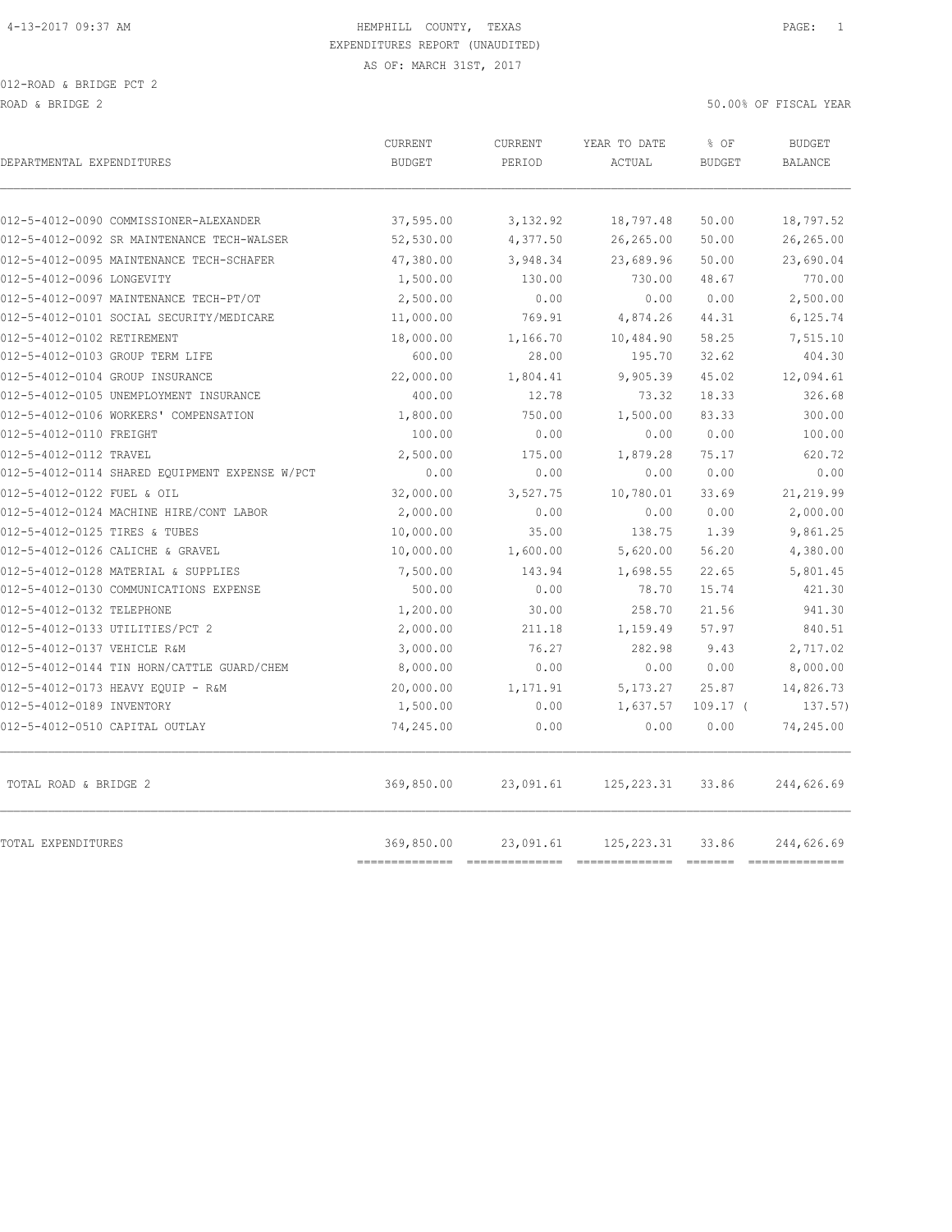HEMPHILL COUNTY, TEXAS

EXPENDITURES REPORT (UNAUDITED)

AS OF: MARCH 31ST, 2017

012-ROAD & BRIDGE PCT 2

ROAD & BRIDGE 2

50.00% OF FISCAL YEAR

| DEPARTMENTAL EXPENDITURES | CURRENT BUDGET | CURRENT PERIOD | YEAR TO DATE ACTUAL | % OF BUDGET | BUDGET BALANCE |
|---|---|---|---|---|---|
| 012-5-4012-0090 COMMISSIONER-ALEXANDER | 37,595.00 | 3,132.92 | 18,797.48 | 50.00 | 18,797.52 |
| 012-5-4012-0092 SR MAINTENANCE TECH-WALSER | 52,530.00 | 4,377.50 | 26,265.00 | 50.00 | 26,265.00 |
| 012-5-4012-0095 MAINTENANCE TECH-SCHAFER | 47,380.00 | 3,948.34 | 23,689.96 | 50.00 | 23,690.04 |
| 012-5-4012-0096 LONGEVITY | 1,500.00 | 130.00 | 730.00 | 48.67 | 770.00 |
| 012-5-4012-0097 MAINTENANCE TECH-PT/OT | 2,500.00 | 0.00 | 0.00 | 0.00 | 2,500.00 |
| 012-5-4012-0101 SOCIAL SECURITY/MEDICARE | 11,000.00 | 769.91 | 4,874.26 | 44.31 | 6,125.74 |
| 012-5-4012-0102 RETIREMENT | 18,000.00 | 1,166.70 | 10,484.90 | 58.25 | 7,515.10 |
| 012-5-4012-0103 GROUP TERM LIFE | 600.00 | 28.00 | 195.70 | 32.62 | 404.30 |
| 012-5-4012-0104 GROUP INSURANCE | 22,000.00 | 1,804.41 | 9,905.39 | 45.02 | 12,094.61 |
| 012-5-4012-0105 UNEMPLOYMENT INSURANCE | 400.00 | 12.78 | 73.32 | 18.33 | 326.68 |
| 012-5-4012-0106 WORKERS' COMPENSATION | 1,800.00 | 750.00 | 1,500.00 | 83.33 | 300.00 |
| 012-5-4012-0110 FREIGHT | 100.00 | 0.00 | 0.00 | 0.00 | 100.00 |
| 012-5-4012-0112 TRAVEL | 2,500.00 | 175.00 | 1,879.28 | 75.17 | 620.72 |
| 012-5-4012-0114 SHARED EQUIPMENT EXPENSE W/PCT | 0.00 | 0.00 | 0.00 | 0.00 | 0.00 |
| 012-5-4012-0122 FUEL & OIL | 32,000.00 | 3,527.75 | 10,780.01 | 33.69 | 21,219.99 |
| 012-5-4012-0124 MACHINE HIRE/CONT LABOR | 2,000.00 | 0.00 | 0.00 | 0.00 | 2,000.00 |
| 012-5-4012-0125 TIRES & TUBES | 10,000.00 | 35.00 | 138.75 | 1.39 | 9,861.25 |
| 012-5-4012-0126 CALICHE & GRAVEL | 10,000.00 | 1,600.00 | 5,620.00 | 56.20 | 4,380.00 |
| 012-5-4012-0128 MATERIAL & SUPPLIES | 7,500.00 | 143.94 | 1,698.55 | 22.65 | 5,801.45 |
| 012-5-4012-0130 COMMUNICATIONS EXPENSE | 500.00 | 0.00 | 78.70 | 15.74 | 421.30 |
| 012-5-4012-0132 TELEPHONE | 1,200.00 | 30.00 | 258.70 | 21.56 | 941.30 |
| 012-5-4012-0133 UTILITIES/PCT 2 | 2,000.00 | 211.18 | 1,159.49 | 57.97 | 840.51 |
| 012-5-4012-0137 VEHICLE R&M | 3,000.00 | 76.27 | 282.98 | 9.43 | 2,717.02 |
| 012-5-4012-0144 TIN HORN/CATTLE GUARD/CHEM | 8,000.00 | 0.00 | 0.00 | 0.00 | 8,000.00 |
| 012-5-4012-0173 HEAVY EQUIP - R&M | 20,000.00 | 1,171.91 | 5,173.27 | 25.87 | 14,826.73 |
| 012-5-4012-0189 INVENTORY | 1,500.00 | 0.00 | 1,637.57 | 109.17 | ( 137.57) |
| 012-5-4012-0510 CAPITAL OUTLAY | 74,245.00 | 0.00 | 0.00 | 0.00 | 74,245.00 |
| TOTAL ROAD & BRIDGE 2 | 369,850.00 | 23,091.61 | 125,223.31 | 33.86 | 244,626.69 |
| TOTAL EXPENDITURES | 369,850.00 | 23,091.61 | 125,223.31 | 33.86 | 244,626.69 |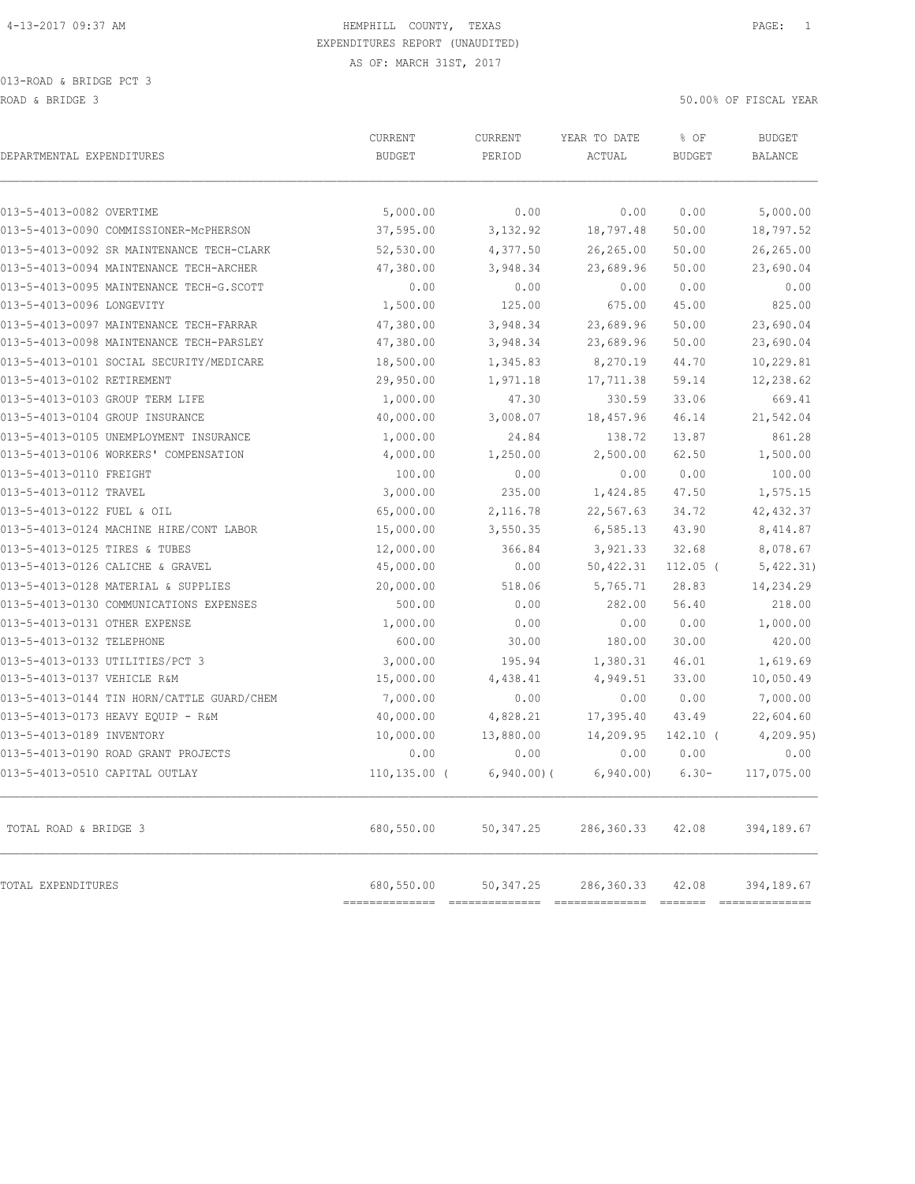HEMPHILL COUNTY, TEXAS

EXPENDITURES REPORT (UNAUDITED)

AS OF: MARCH 31ST, 2017

013-ROAD & BRIDGE PCT 3

ROAD & BRIDGE 3

50.00% OF FISCAL YEAR

| DEPARTMENTAL EXPENDITURES | CURRENT BUDGET | CURRENT PERIOD | YEAR TO DATE ACTUAL | % OF BUDGET | BUDGET BALANCE |
|---|---|---|---|---|---|
| 013-5-4013-0082 OVERTIME | 5,000.00 | 0.00 | 0.00 | 0.00 | 5,000.00 |
| 013-5-4013-0090 COMMISSIONER-McPHERSON | 37,595.00 | 3,132.92 | 18,797.48 | 50.00 | 18,797.52 |
| 013-5-4013-0092 SR MAINTENANCE TECH-CLARK | 52,530.00 | 4,377.50 | 26,265.00 | 50.00 | 26,265.00 |
| 013-5-4013-0094 MAINTENANCE TECH-ARCHER | 47,380.00 | 3,948.34 | 23,689.96 | 50.00 | 23,690.04 |
| 013-5-4013-0095 MAINTENANCE TECH-G.SCOTT | 0.00 | 0.00 | 0.00 | 0.00 | 0.00 |
| 013-5-4013-0096 LONGEVITY | 1,500.00 | 125.00 | 675.00 | 45.00 | 825.00 |
| 013-5-4013-0097 MAINTENANCE TECH-FARRAR | 47,380.00 | 3,948.34 | 23,689.96 | 50.00 | 23,690.04 |
| 013-5-4013-0098 MAINTENANCE TECH-PARSLEY | 47,380.00 | 3,948.34 | 23,689.96 | 50.00 | 23,690.04 |
| 013-5-4013-0101 SOCIAL SECURITY/MEDICARE | 18,500.00 | 1,345.83 | 8,270.19 | 44.70 | 10,229.81 |
| 013-5-4013-0102 RETIREMENT | 29,950.00 | 1,971.18 | 17,711.38 | 59.14 | 12,238.62 |
| 013-5-4013-0103 GROUP TERM LIFE | 1,000.00 | 47.30 | 330.59 | 33.06 | 669.41 |
| 013-5-4013-0104 GROUP INSURANCE | 40,000.00 | 3,008.07 | 18,457.96 | 46.14 | 21,542.04 |
| 013-5-4013-0105 UNEMPLOYMENT INSURANCE | 1,000.00 | 24.84 | 138.72 | 13.87 | 861.28 |
| 013-5-4013-0106 WORKERS' COMPENSATION | 4,000.00 | 1,250.00 | 2,500.00 | 62.50 | 1,500.00 |
| 013-5-4013-0110 FREIGHT | 100.00 | 0.00 | 0.00 | 0.00 | 100.00 |
| 013-5-4013-0112 TRAVEL | 3,000.00 | 235.00 | 1,424.85 | 47.50 | 1,575.15 |
| 013-5-4013-0122 FUEL & OIL | 65,000.00 | 2,116.78 | 22,567.63 | 34.72 | 42,432.37 |
| 013-5-4013-0124 MACHINE HIRE/CONT LABOR | 15,000.00 | 3,550.35 | 6,585.13 | 43.90 | 8,414.87 |
| 013-5-4013-0125 TIRES & TUBES | 12,000.00 | 366.84 | 3,921.33 | 32.68 | 8,078.67 |
| 013-5-4013-0126 CALICHE & GRAVEL | 45,000.00 | 0.00 | 50,422.31 | 112.05 ( | 5,422.31) |
| 013-5-4013-0128 MATERIAL & SUPPLIES | 20,000.00 | 518.06 | 5,765.71 | 28.83 | 14,234.29 |
| 013-5-4013-0130 COMMUNICATIONS EXPENSES | 500.00 | 0.00 | 282.00 | 56.40 | 218.00 |
| 013-5-4013-0131 OTHER EXPENSE | 1,000.00 | 0.00 | 0.00 | 0.00 | 1,000.00 |
| 013-5-4013-0132 TELEPHONE | 600.00 | 30.00 | 180.00 | 30.00 | 420.00 |
| 013-5-4013-0133 UTILITIES/PCT 3 | 3,000.00 | 195.94 | 1,380.31 | 46.01 | 1,619.69 |
| 013-5-4013-0137 VEHICLE R&M | 15,000.00 | 4,438.41 | 4,949.51 | 33.00 | 10,050.49 |
| 013-5-4013-0144 TIN HORN/CATTLE GUARD/CHEM | 7,000.00 | 0.00 | 0.00 | 0.00 | 7,000.00 |
| 013-5-4013-0173 HEAVY EQUIP - R&M | 40,000.00 | 4,828.21 | 17,395.40 | 43.49 | 22,604.60 |
| 013-5-4013-0189 INVENTORY | 10,000.00 | 13,880.00 | 14,209.95 | 142.10 ( | 4,209.95) |
| 013-5-4013-0190 ROAD GRANT PROJECTS | 0.00 | 0.00 | 0.00 | 0.00 | 0.00 |
| 013-5-4013-0510 CAPITAL OUTLAY | 110,135.00 ( | 6,940.00)( | 6,940.00) | 6.30- | 117,075.00 |
| TOTAL ROAD & BRIDGE 3 | 680,550.00 | 50,347.25 | 286,360.33 | 42.08 | 394,189.67 |
| TOTAL EXPENDITURES | 680,550.00 | 50,347.25 | 286,360.33 | 42.08 | 394,189.67 |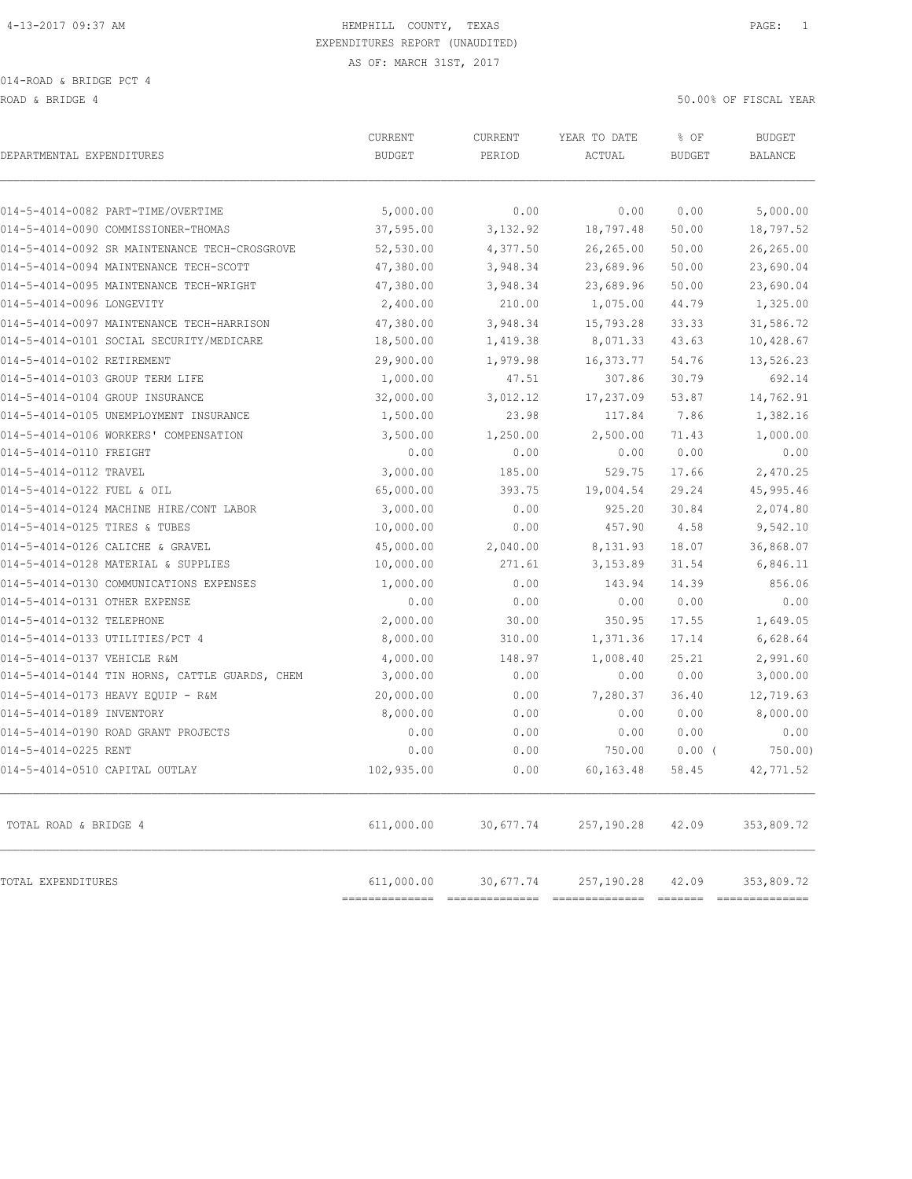4-13-2017 09:37 AM

HEMPHILL COUNTY, TEXAS

EXPENDITURES REPORT (UNAUDITED)

AS OF: MARCH 31ST, 2017

014-ROAD & BRIDGE PCT 4

ROAD & BRIDGE 4

50.00% OF FISCAL YEAR

| DEPARTMENTAL EXPENDITURES | CURRENT BUDGET | CURRENT PERIOD | YEAR TO DATE ACTUAL | % OF BUDGET | BUDGET BALANCE |
|---|---|---|---|---|---|
| 014-5-4014-0082 PART-TIME/OVERTIME | 5,000.00 | 0.00 | 0.00 | 0.00 | 5,000.00 |
| 014-5-4014-0090 COMMISSIONER-THOMAS | 37,595.00 | 3,132.92 | 18,797.48 | 50.00 | 18,797.52 |
| 014-5-4014-0092 SR MAINTENANCE TECH-CROSGROVE | 52,530.00 | 4,377.50 | 26,265.00 | 50.00 | 26,265.00 |
| 014-5-4014-0094 MAINTENANCE TECH-SCOTT | 47,380.00 | 3,948.34 | 23,689.96 | 50.00 | 23,690.04 |
| 014-5-4014-0095 MAINTENANCE TECH-WRIGHT | 47,380.00 | 3,948.34 | 23,689.96 | 50.00 | 23,690.04 |
| 014-5-4014-0096 LONGEVITY | 2,400.00 | 210.00 | 1,075.00 | 44.79 | 1,325.00 |
| 014-5-4014-0097 MAINTENANCE TECH-HARRISON | 47,380.00 | 3,948.34 | 15,793.28 | 33.33 | 31,586.72 |
| 014-5-4014-0101 SOCIAL SECURITY/MEDICARE | 18,500.00 | 1,419.38 | 8,071.33 | 43.63 | 10,428.67 |
| 014-5-4014-0102 RETIREMENT | 29,900.00 | 1,979.98 | 16,373.77 | 54.76 | 13,526.23 |
| 014-5-4014-0103 GROUP TERM LIFE | 1,000.00 | 47.51 | 307.86 | 30.79 | 692.14 |
| 014-5-4014-0104 GROUP INSURANCE | 32,000.00 | 3,012.12 | 17,237.09 | 53.87 | 14,762.91 |
| 014-5-4014-0105 UNEMPLOYMENT INSURANCE | 1,500.00 | 23.98 | 117.84 | 7.86 | 1,382.16 |
| 014-5-4014-0106 WORKERS' COMPENSATION | 3,500.00 | 1,250.00 | 2,500.00 | 71.43 | 1,000.00 |
| 014-5-4014-0110 FREIGHT | 0.00 | 0.00 | 0.00 | 0.00 | 0.00 |
| 014-5-4014-0112 TRAVEL | 3,000.00 | 185.00 | 529.75 | 17.66 | 2,470.25 |
| 014-5-4014-0122 FUEL & OIL | 65,000.00 | 393.75 | 19,004.54 | 29.24 | 45,995.46 |
| 014-5-4014-0124 MACHINE HIRE/CONT LABOR | 3,000.00 | 0.00 | 925.20 | 30.84 | 2,074.80 |
| 014-5-4014-0125 TIRES & TUBES | 10,000.00 | 0.00 | 457.90 | 4.58 | 9,542.10 |
| 014-5-4014-0126 CALICHE & GRAVEL | 45,000.00 | 2,040.00 | 8,131.93 | 18.07 | 36,868.07 |
| 014-5-4014-0128 MATERIAL & SUPPLIES | 10,000.00 | 271.61 | 3,153.89 | 31.54 | 6,846.11 |
| 014-5-4014-0130 COMMUNICATIONS EXPENSES | 1,000.00 | 0.00 | 143.94 | 14.39 | 856.06 |
| 014-5-4014-0131 OTHER EXPENSE | 0.00 | 0.00 | 0.00 | 0.00 | 0.00 |
| 014-5-4014-0132 TELEPHONE | 2,000.00 | 30.00 | 350.95 | 17.55 | 1,649.05 |
| 014-5-4014-0133 UTILITIES/PCT 4 | 8,000.00 | 310.00 | 1,371.36 | 17.14 | 6,628.64 |
| 014-5-4014-0137 VEHICLE R&M | 4,000.00 | 148.97 | 1,008.40 | 25.21 | 2,991.60 |
| 014-5-4014-0144 TIN HORNS, CATTLE GUARDS, CHEM | 3,000.00 | 0.00 | 0.00 | 0.00 | 3,000.00 |
| 014-5-4014-0173 HEAVY EQUIP - R&M | 20,000.00 | 0.00 | 7,280.37 | 36.40 | 12,719.63 |
| 014-5-4014-0189 INVENTORY | 8,000.00 | 0.00 | 0.00 | 0.00 | 8,000.00 |
| 014-5-4014-0190 ROAD GRANT PROJECTS | 0.00 | 0.00 | 0.00 | 0.00 | 0.00 |
| 014-5-4014-0225 RENT | 0.00 | 0.00 | 750.00 | 0.00 ( | 750.00) |
| 014-5-4014-0510 CAPITAL OUTLAY | 102,935.00 | 0.00 | 60,163.48 | 58.45 | 42,771.52 |
| TOTAL ROAD & BRIDGE 4 | 611,000.00 | 30,677.74 | 257,190.28 | 42.09 | 353,809.72 |
| TOTAL EXPENDITURES | 611,000.00 | 30,677.74 | 257,190.28 | 42.09 | 353,809.72 |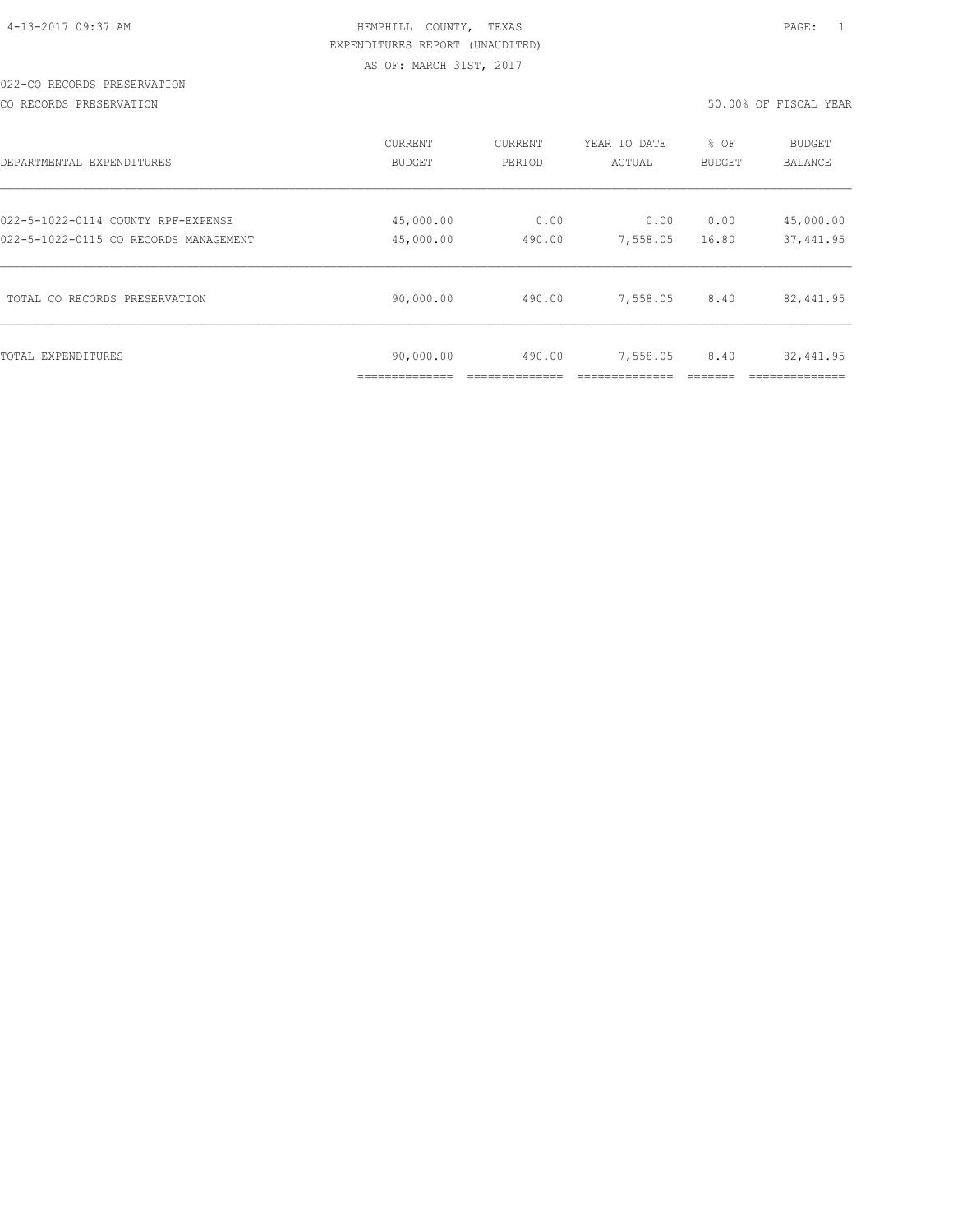HEMPHILL COUNTY, TEXAS
EXPENDITURES REPORT (UNAUDITED)
AS OF: MARCH 31ST, 2017

022-CO RECORDS PRESERVATION

CO RECORDS PRESERVATION

50.00% OF FISCAL YEAR

| DEPARTMENTAL EXPENDITURES | CURRENT BUDGET | CURRENT PERIOD | YEAR TO DATE ACTUAL | % OF BUDGET | BUDGET BALANCE |
|---|---|---|---|---|---|
| 022-5-1022-0114 COUNTY RPF-EXPENSE | 45,000.00 | 0.00 | 0.00 | 0.00 | 45,000.00 |
| 022-5-1022-0115 CO RECORDS MANAGEMENT | 45,000.00 | 490.00 | 7,558.05 | 16.80 | 37,441.95 |
| TOTAL CO RECORDS PRESERVATION | 90,000.00 | 490.00 | 7,558.05 | 8.40 | 82,441.95 |
| TOTAL EXPENDITURES | 90,000.00 | 490.00 | 7,558.05 | 8.40 | 82,441.95 |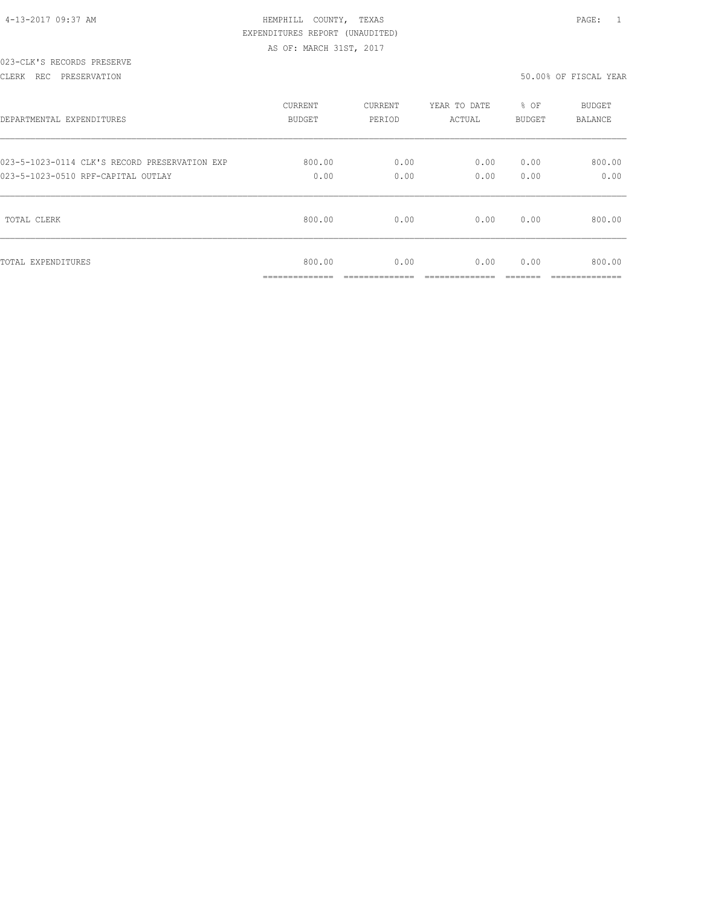HEMPHILL COUNTY, TEXAS

EXPENDITURES REPORT (UNAUDITED)

AS OF: MARCH 31ST, 2017

023-CLK'S RECORDS PRESERVE

CLERK REC PRESERVATION

50.00% OF FISCAL YEAR

| DEPARTMENTAL EXPENDITURES | CURRENT BUDGET | CURRENT PERIOD | YEAR TO DATE ACTUAL | % OF BUDGET | BUDGET BALANCE |
|---|---|---|---|---|---|
| 023-5-1023-0114 CLK'S RECORD PRESERVATION EXP | 800.00 | 0.00 | 0.00 | 0.00 | 800.00 |
| 023-5-1023-0510 RPF-CAPITAL OUTLAY | 0.00 | 0.00 | 0.00 | 0.00 | 0.00 |
| TOTAL CLERK | 800.00 | 0.00 | 0.00 | 0.00 | 800.00 |
| TOTAL EXPENDITURES | 800.00 | 0.00 | 0.00 | 0.00 | 800.00 |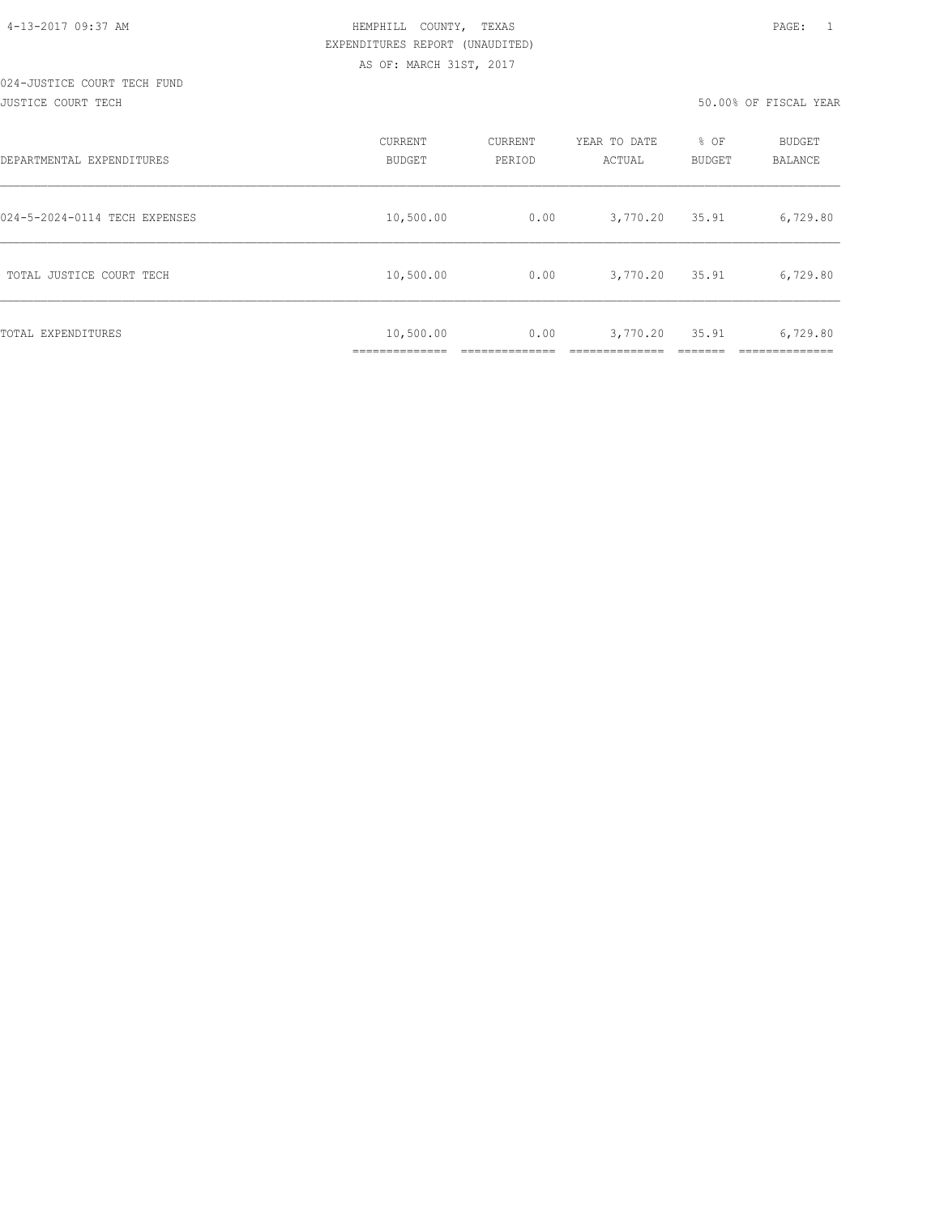HEMPHILL COUNTY, TEXAS
EXPENDITURES REPORT (UNAUDITED)
AS OF: MARCH 31ST, 2017

024-JUSTICE COURT TECH FUND
JUSTICE COURT TECH

50.00% OF FISCAL YEAR

| DEPARTMENTAL EXPENDITURES | CURRENT BUDGET | CURRENT PERIOD | YEAR TO DATE ACTUAL | % OF BUDGET | BUDGET BALANCE |
|---|---|---|---|---|---|
| 024-5-2024-0114 TECH EXPENSES | 10,500.00 | 0.00 | 3,770.20 | 35.91 | 6,729.80 |
| TOTAL JUSTICE COURT TECH | 10,500.00 | 0.00 | 3,770.20 | 35.91 | 6,729.80 |
| TOTAL EXPENDITURES | 10,500.00 | 0.00 | 3,770.20 | 35.91 | 6,729.80 |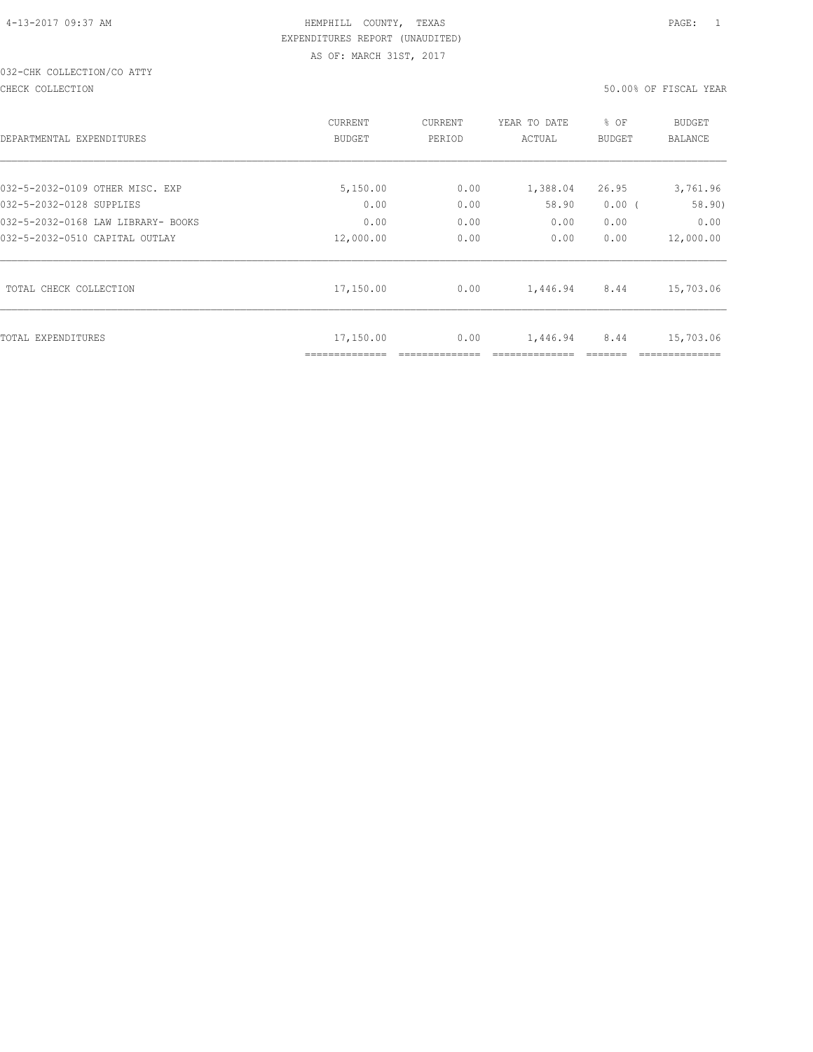HEMPHILL COUNTY, TEXAS
EXPENDITURES REPORT (UNAUDITED)
AS OF: MARCH 31ST, 2017

032-CHK COLLECTION/CO ATTY

CHECK COLLECTION

50.00% OF FISCAL YEAR

| DEPARTMENTAL EXPENDITURES | CURRENT BUDGET | CURRENT PERIOD | YEAR TO DATE ACTUAL | % OF BUDGET | BUDGET BALANCE |
|---|---|---|---|---|---|
| 032-5-2032-0109 OTHER MISC. EXP | 5,150.00 | 0.00 | 1,388.04 | 26.95 | 3,761.96 |
| 032-5-2032-0128 SUPPLIES | 0.00 | 0.00 | 58.90 | 0.00 | ( 58.90) |
| 032-5-2032-0168 LAW LIBRARY- BOOKS | 0.00 | 0.00 | 0.00 | 0.00 | 0.00 |
| 032-5-2032-0510 CAPITAL OUTLAY | 12,000.00 | 0.00 | 0.00 | 0.00 | 12,000.00 |
| TOTAL CHECK COLLECTION | 17,150.00 | 0.00 | 1,446.94 | 8.44 | 15,703.06 |
| TOTAL EXPENDITURES | 17,150.00 | 0.00 | 1,446.94 | 8.44 | 15,703.06 |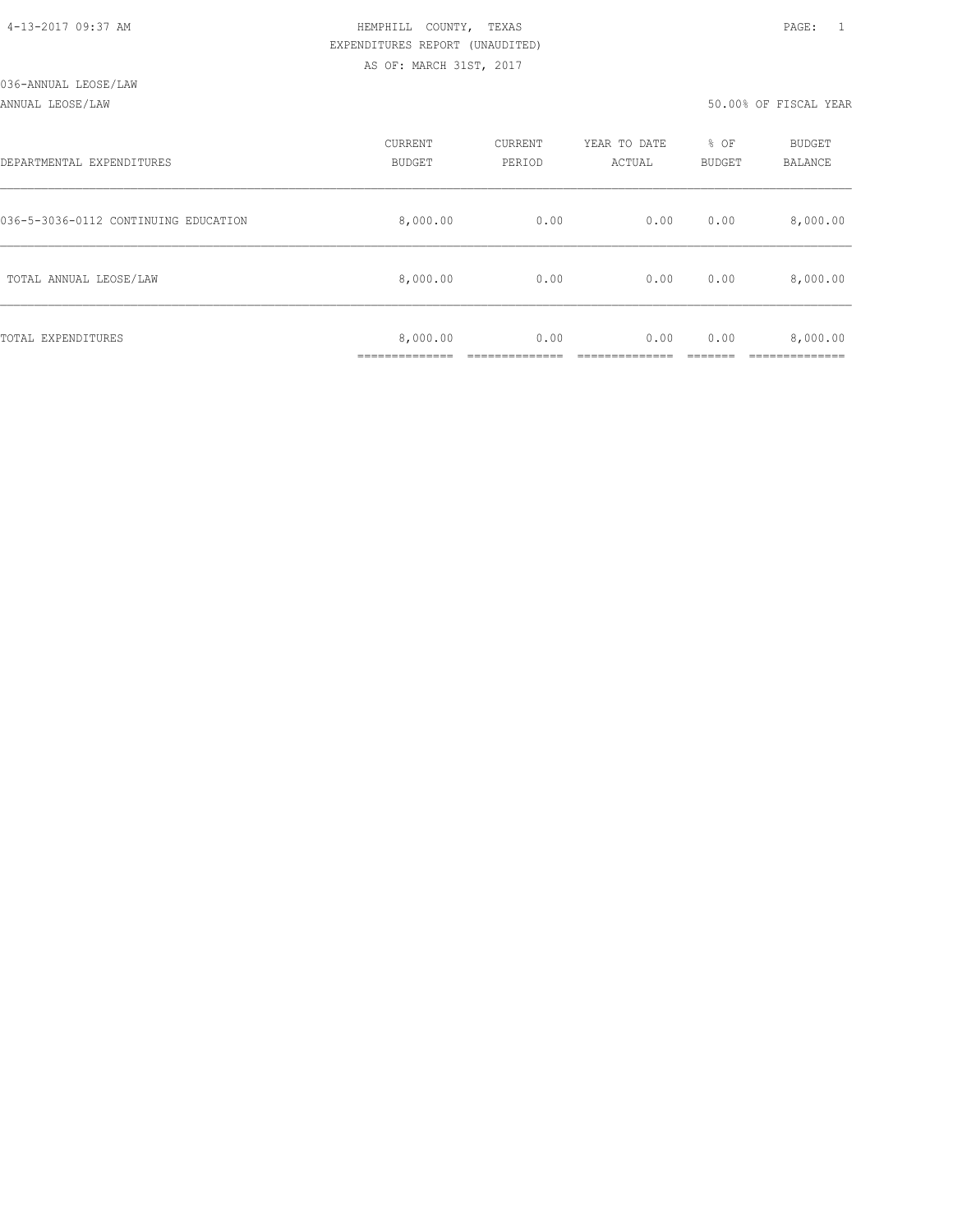HEMPHILL COUNTY, TEXAS
EXPENDITURES REPORT (UNAUDITED)
AS OF: MARCH 31ST, 2017

036-ANNUAL LEOSE/LAW

ANNUAL LEOSE/LAW — 50.00% OF FISCAL YEAR

| DEPARTMENTAL EXPENDITURES | CURRENT BUDGET | CURRENT PERIOD | YEAR TO DATE ACTUAL | % OF BUDGET | BUDGET BALANCE |
|---|---|---|---|---|---|
| 036-5-3036-0112 CONTINUING EDUCATION | 8,000.00 | 0.00 | 0.00 | 0.00 | 8,000.00 |
| TOTAL ANNUAL LEOSE/LAW | 8,000.00 | 0.00 | 0.00 | 0.00 | 8,000.00 |
| TOTAL EXPENDITURES | 8,000.00 | 0.00 | 0.00 | 0.00 | 8,000.00 |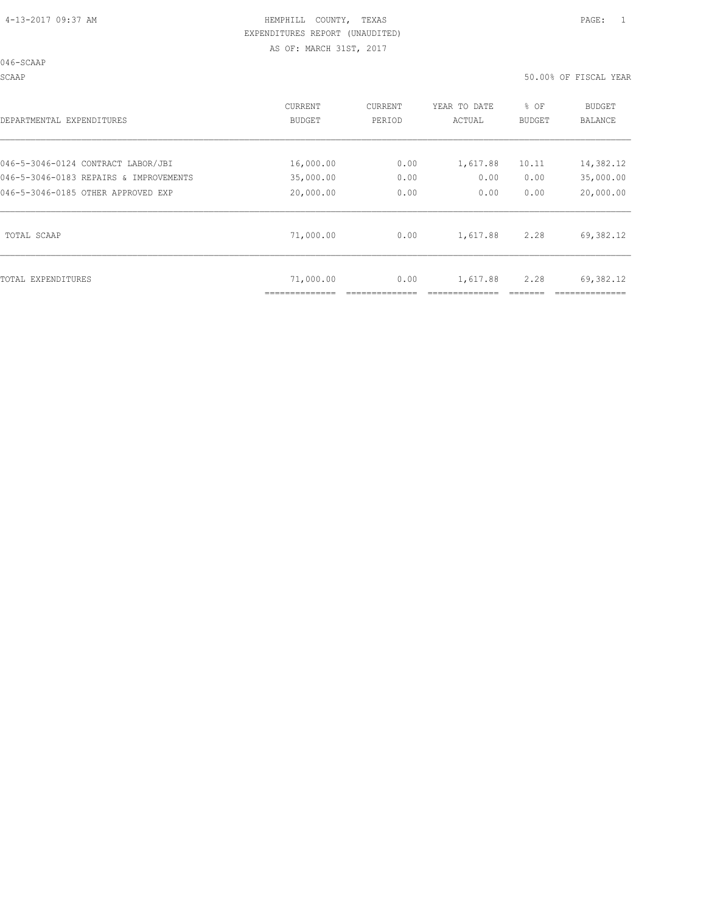HEMPHILL COUNTY, TEXAS
EXPENDITURES REPORT (UNAUDITED)
AS OF: MARCH 31ST, 2017

046-SCAAP

SCAAP — 50.00% OF FISCAL YEAR

| DEPARTMENTAL EXPENDITURES | CURRENT BUDGET | CURRENT PERIOD | YEAR TO DATE ACTUAL | % OF BUDGET | BUDGET BALANCE |
|---|---|---|---|---|---|
| 046-5-3046-0124 CONTRACT LABOR/JBI | 16,000.00 | 0.00 | 1,617.88 | 10.11 | 14,382.12 |
| 046-5-3046-0183 REPAIRS & IMPROVEMENTS | 35,000.00 | 0.00 | 0.00 | 0.00 | 35,000.00 |
| 046-5-3046-0185 OTHER APPROVED EXP | 20,000.00 | 0.00 | 0.00 | 0.00 | 20,000.00 |
| TOTAL SCAAP | 71,000.00 | 0.00 | 1,617.88 | 2.28 | 69,382.12 |
| TOTAL EXPENDITURES | 71,000.00 | 0.00 | 1,617.88 | 2.28 | 69,382.12 |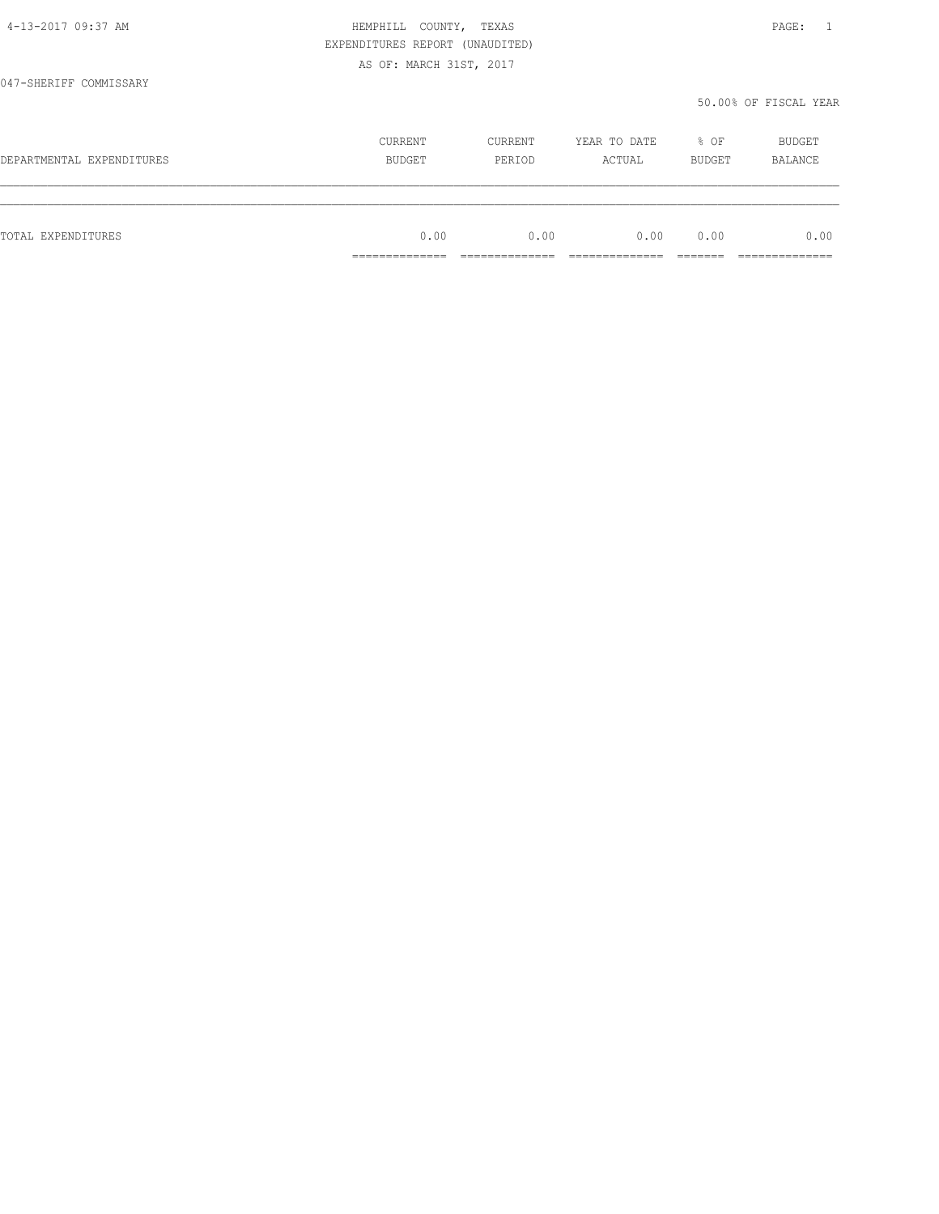HEMPHILL COUNTY, TEXAS
EXPENDITURES REPORT (UNAUDITED)
AS OF: MARCH 31ST, 2017

047-SHERIFF COMMISSARY

50.00% OF FISCAL YEAR

| DEPARTMENTAL EXPENDITURES | CURRENT BUDGET | CURRENT PERIOD | YEAR TO DATE ACTUAL | % OF BUDGET | BUDGET BALANCE |
|---|---|---|---|---|---|
| TOTAL EXPENDITURES | 0.00 | 0.00 | 0.00 | 0.00 | 0.00 |